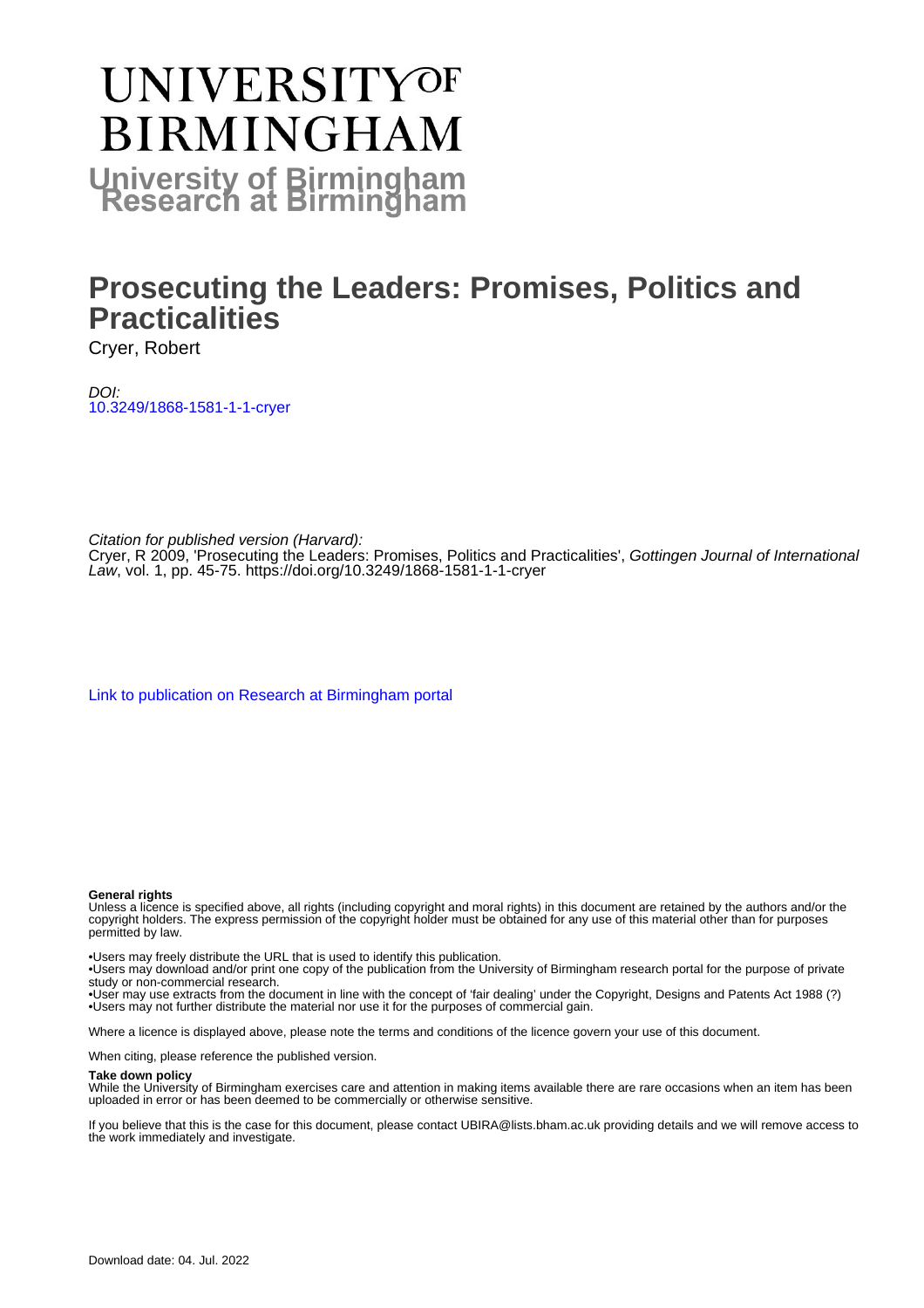# UNIVERSITY OF BIRMINGHAM

**University of Birmingham Research at Birmingham**

# Prosecuting the Leaders: Promises, Politics and Practicalities

Cryer, Robert

*DOI:*
10.3249/1868-1581-1-1-cryer

*Citation for published version (Harvard):*
Cryer, R 2009, 'Prosecuting the Leaders: Promises, Politics and Practicalities', *Gottingen Journal of International Law*, vol. 1, pp. 45-75. https://doi.org/10.3249/1868-1581-1-1-cryer

Link to publication on Research at Birmingham portal

**General rights**
Unless a licence is specified above, all rights (including copyright and moral rights) in this document are retained by the authors and/or the copyright holders. The express permission of the copyright holder must be obtained for any use of this material other than for purposes permitted by law.

•Users may freely distribute the URL that is used to identify this publication.
•Users may download and/or print one copy of the publication from the University of Birmingham research portal for the purpose of private study or non-commercial research.
•User may use extracts from the document in line with the concept of 'fair dealing' under the Copyright, Designs and Patents Act 1988 (?)
•Users may not further distribute the material nor use it for the purposes of commercial gain.

Where a licence is displayed above, please note the terms and conditions of the licence govern your use of this document.

When citing, please reference the published version.

**Take down policy**
While the University of Birmingham exercises care and attention in making items available there are rare occasions when an item has been uploaded in error or has been deemed to be commercially or otherwise sensitive.

If you believe that this is the case for this document, please contact UBIRA@lists.bham.ac.uk providing details and we will remove access to the work immediately and investigate.

Download date: 04. Jul. 2022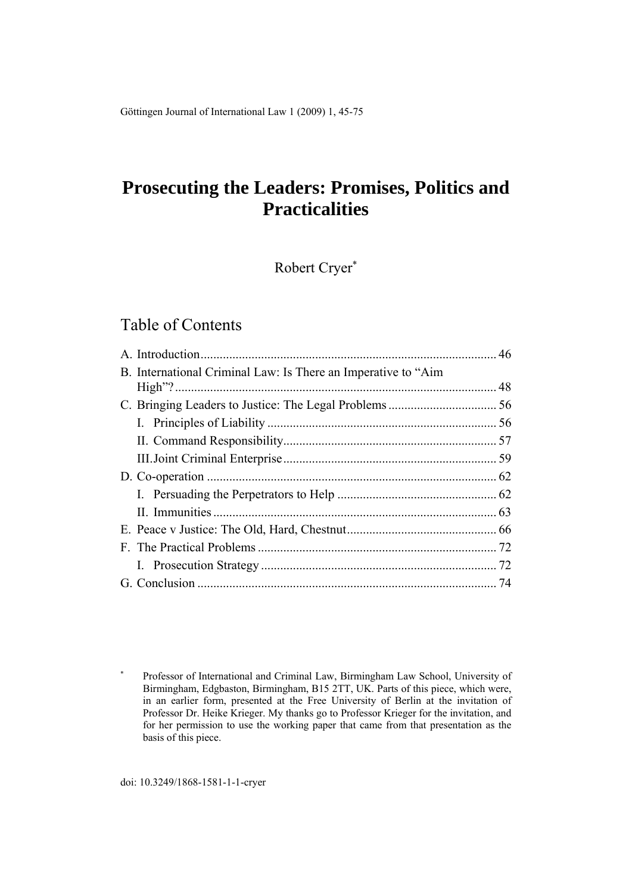# Prosecuting the Leaders: Promises, Politics and Practicalities

Robert Cryer*

## Table of Contents

A. Introduction ... 46
B. International Criminal Law: Is There an Imperative to "Aim High"? ... 48
C. Bringing Leaders to Justice: The Legal Problems ... 56
  I. Principles of Liability ... 56
  II. Command Responsibility ... 57
  III. Joint Criminal Enterprise ... 59
D. Co-operation ... 62
  I. Persuading the Perpetrators to Help ... 62
  II. Immunities ... 63
E. Peace v Justice: The Old, Hard, Chestnut ... 66
F. The Practical Problems ... 72
  I. Prosecution Strategy ... 72
G. Conclusion ... 74

---

* Professor of International and Criminal Law, Birmingham Law School, University of Birmingham, Edgbaston, Birmingham, B15 2TT, UK. Parts of this piece, which were, in an earlier form, presented at the Free University of Berlin at the invitation of Professor Dr. Heike Krieger. My thanks go to Professor Krieger for the invitation, and for her permission to use the working paper that came from that presentation as the basis of this piece.

doi: 10.3249/1868-1581-1-1-cryer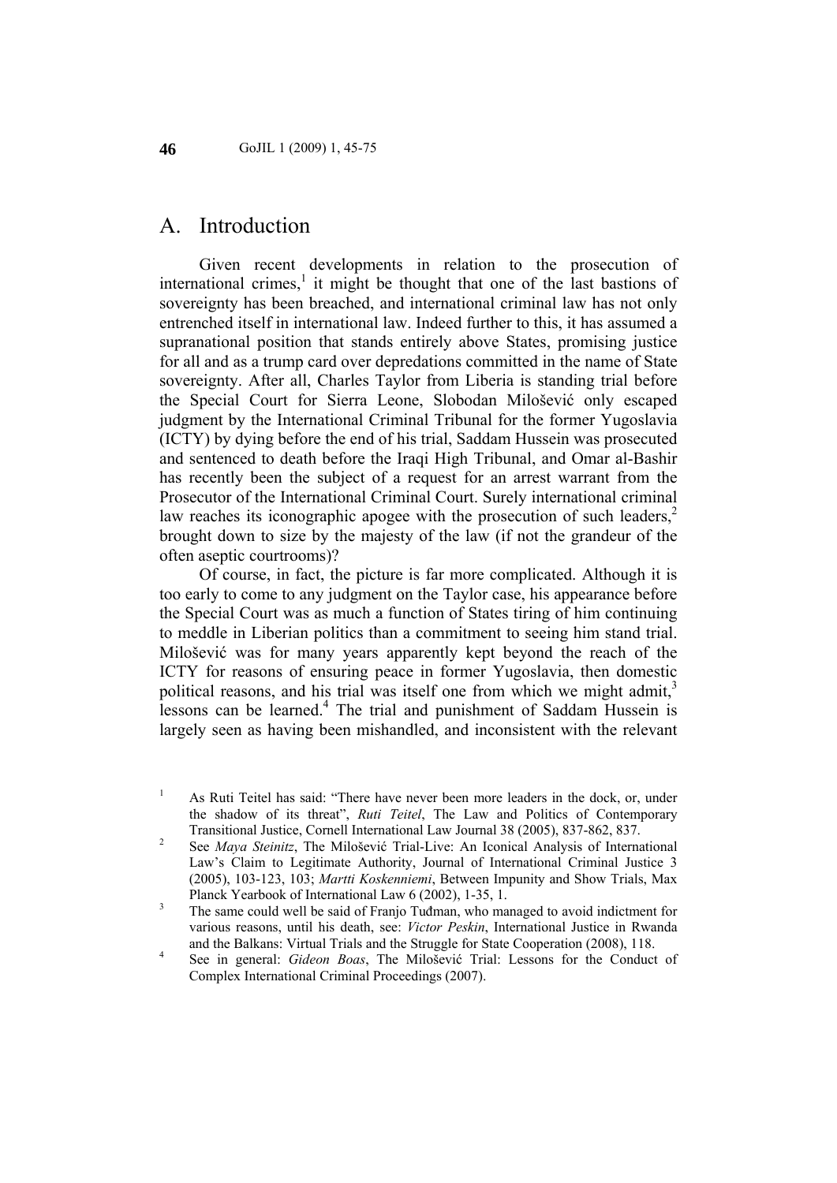## A. Introduction

Given recent developments in relation to the prosecution of international crimes,[1] it might be thought that one of the last bastions of sovereignty has been breached, and international criminal law has not only entrenched itself in international law. Indeed further to this, it has assumed a supranational position that stands entirely above States, promising justice for all and as a trump card over depredations committed in the name of State sovereignty. After all, Charles Taylor from Liberia is standing trial before the Special Court for Sierra Leone, Slobodan Milošević only escaped judgment by the International Criminal Tribunal for the former Yugoslavia (ICTY) by dying before the end of his trial, Saddam Hussein was prosecuted and sentenced to death before the Iraqi High Tribunal, and Omar al-Bashir has recently been the subject of a request for an arrest warrant from the Prosecutor of the International Criminal Court. Surely international criminal law reaches its iconographic apogee with the prosecution of such leaders,[2] brought down to size by the majesty of the law (if not the grandeur of the often aseptic courtrooms)?

Of course, in fact, the picture is far more complicated. Although it is too early to come to any judgment on the Taylor case, his appearance before the Special Court was as much a function of States tiring of him continuing to meddle in Liberian politics than a commitment to seeing him stand trial. Milošević was for many years apparently kept beyond the reach of the ICTY for reasons of ensuring peace in former Yugoslavia, then domestic political reasons, and his trial was itself one from which we might admit,[3] lessons can be learned.[4] The trial and punishment of Saddam Hussein is largely seen as having been mishandled, and inconsistent with the relevant

---

[1] As Ruti Teitel has said: "There have never been more leaders in the dock, or, under the shadow of its threat", *Ruti Teitel*, The Law and Politics of Contemporary Transitional Justice, Cornell International Law Journal 38 (2005), 837-862, 837.

[2] See *Maya Steinitz*, The Milošević Trial-Live: An Iconical Analysis of International Law's Claim to Legitimate Authority, Journal of International Criminal Justice 3 (2005), 103-123, 103; *Martti Koskenniemi*, Between Impunity and Show Trials, Max Planck Yearbook of International Law 6 (2002), 1-35, 1.

[3] The same could well be said of Franjo Tuđman, who managed to avoid indictment for various reasons, until his death, see: *Victor Peskin*, International Justice in Rwanda and the Balkans: Virtual Trials and the Struggle for State Cooperation (2008), 118.

[4] See in general: *Gideon Boas*, The Milošević Trial: Lessons for the Conduct of Complex International Criminal Proceedings (2007).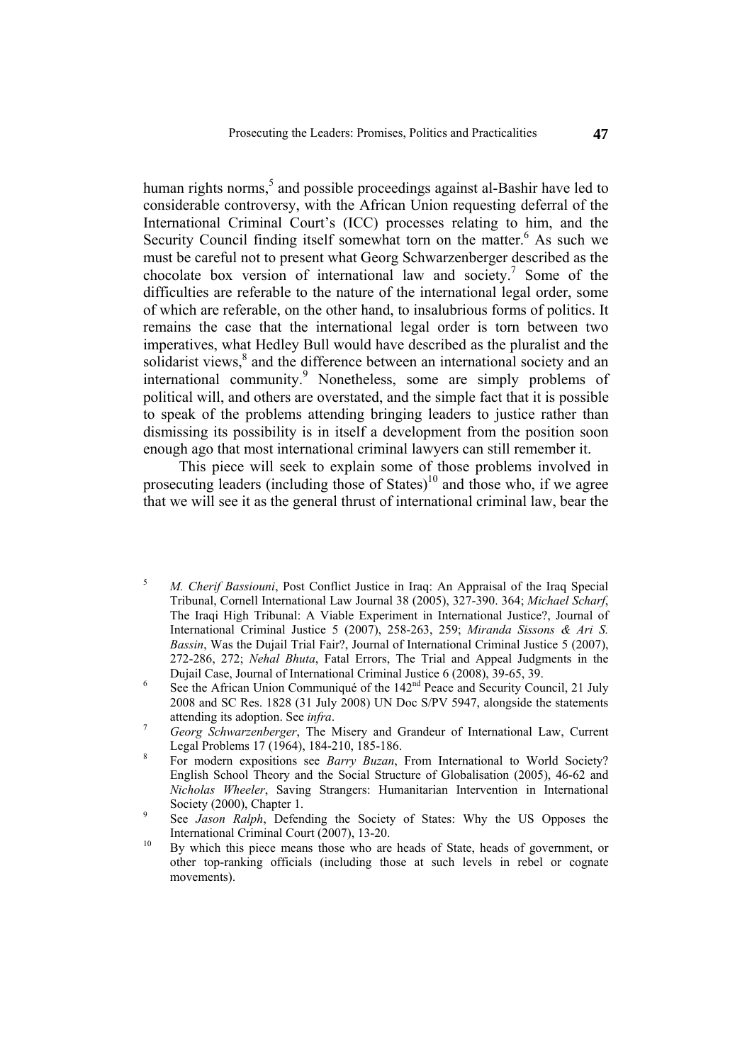human rights norms,[5] and possible proceedings against al-Bashir have led to considerable controversy, with the African Union requesting deferral of the International Criminal Court's (ICC) processes relating to him, and the Security Council finding itself somewhat torn on the matter.[6] As such we must be careful not to present what Georg Schwarzenberger described as the chocolate box version of international law and society.[7] Some of the difficulties are referable to the nature of the international legal order, some of which are referable, on the other hand, to insalubrious forms of politics. It remains the case that the international legal order is torn between two imperatives, what Hedley Bull would have described as the pluralist and the solidarist views,[8] and the difference between an international society and an international community.[9] Nonetheless, some are simply problems of political will, and others are overstated, and the simple fact that it is possible to speak of the problems attending bringing leaders to justice rather than dismissing its possibility is in itself a development from the position soon enough ago that most international criminal lawyers can still remember it.

This piece will seek to explain some of those problems involved in prosecuting leaders (including those of States)[10] and those who, if we agree that we will see it as the general thrust of international criminal law, bear the

---

[5] *M. Cherif Bassiouni*, Post Conflict Justice in Iraq: An Appraisal of the Iraq Special Tribunal, Cornell International Law Journal 38 (2005), 327-390. 364; *Michael Scharf*, The Iraqi High Tribunal: A Viable Experiment in International Justice?, Journal of International Criminal Justice 5 (2007), 258-263, 259; *Miranda Sissons & Ari S. Bassin*, Was the Dujail Trial Fair?, Journal of International Criminal Justice 5 (2007), 272-286, 272; *Nehal Bhuta*, Fatal Errors, The Trial and Appeal Judgments in the Dujail Case, Journal of International Criminal Justice 6 (2008), 39-65, 39.

[6] See the African Union Communiqué of the 142nd Peace and Security Council, 21 July 2008 and SC Res. 1828 (31 July 2008) UN Doc S/PV 5947, alongside the statements attending its adoption. See *infra*.

[7] *Georg Schwarzenberger*, The Misery and Grandeur of International Law, Current Legal Problems 17 (1964), 184-210, 185-186.

[8] For modern expositions see *Barry Buzan*, From International to World Society? English School Theory and the Social Structure of Globalisation (2005), 46-62 and *Nicholas Wheeler*, Saving Strangers: Humanitarian Intervention in International Society (2000), Chapter 1.

[9] See *Jason Ralph*, Defending the Society of States: Why the US Opposes the International Criminal Court (2007), 13-20.

[10] By which this piece means those who are heads of State, heads of government, or other top-ranking officials (including those at such levels in rebel or cognate movements).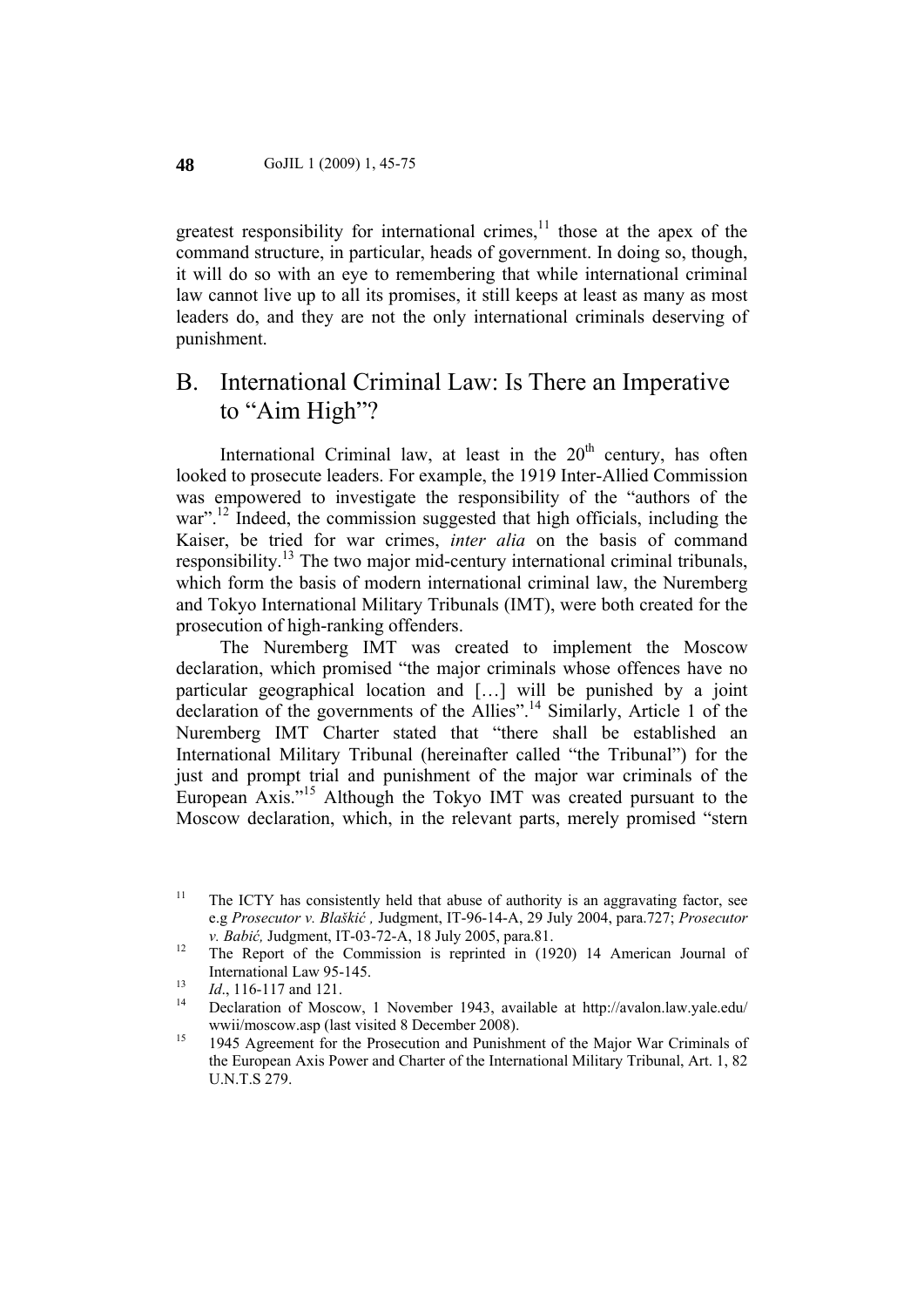greatest responsibility for international crimes,[11] those at the apex of the command structure, in particular, heads of government. In doing so, though, it will do so with an eye to remembering that while international criminal law cannot live up to all its promises, it still keeps at least as many as most leaders do, and they are not the only international criminals deserving of punishment.

## B. International Criminal Law: Is There an Imperative to "Aim High"?

International Criminal law, at least in the 20th century, has often looked to prosecute leaders. For example, the 1919 Inter-Allied Commission was empowered to investigate the responsibility of the "authors of the war".[12] Indeed, the commission suggested that high officials, including the Kaiser, be tried for war crimes, *inter alia* on the basis of command responsibility.[13] The two major mid-century international criminal tribunals, which form the basis of modern international criminal law, the Nuremberg and Tokyo International Military Tribunals (IMT), were both created for the prosecution of high-ranking offenders.

The Nuremberg IMT was created to implement the Moscow declaration, which promised "the major criminals whose offences have no particular geographical location and […] will be punished by a joint declaration of the governments of the Allies".[14] Similarly, Article 1 of the Nuremberg IMT Charter stated that "there shall be established an International Military Tribunal (hereinafter called "the Tribunal") for the just and prompt trial and punishment of the major war criminals of the European Axis."[15] Although the Tokyo IMT was created pursuant to the Moscow declaration, which, in the relevant parts, merely promised "stern

---

[11] The ICTY has consistently held that abuse of authority is an aggravating factor, see e.g *Prosecutor v. Blaškić ,* Judgment, IT-96-14-A, 29 July 2004, para.727; *Prosecutor v. Babić,* Judgment, IT-03-72-A, 18 July 2005, para.81.

[12] The Report of the Commission is reprinted in (1920) 14 American Journal of International Law 95-145.

[13] *Id*., 116-117 and 121.

[14] Declaration of Moscow, 1 November 1943, available at http://avalon.law.yale.edu/wwii/moscow.asp (last visited 8 December 2008).

[15] 1945 Agreement for the Prosecution and Punishment of the Major War Criminals of the European Axis Power and Charter of the International Military Tribunal, Art. 1, 82 U.N.T.S 279.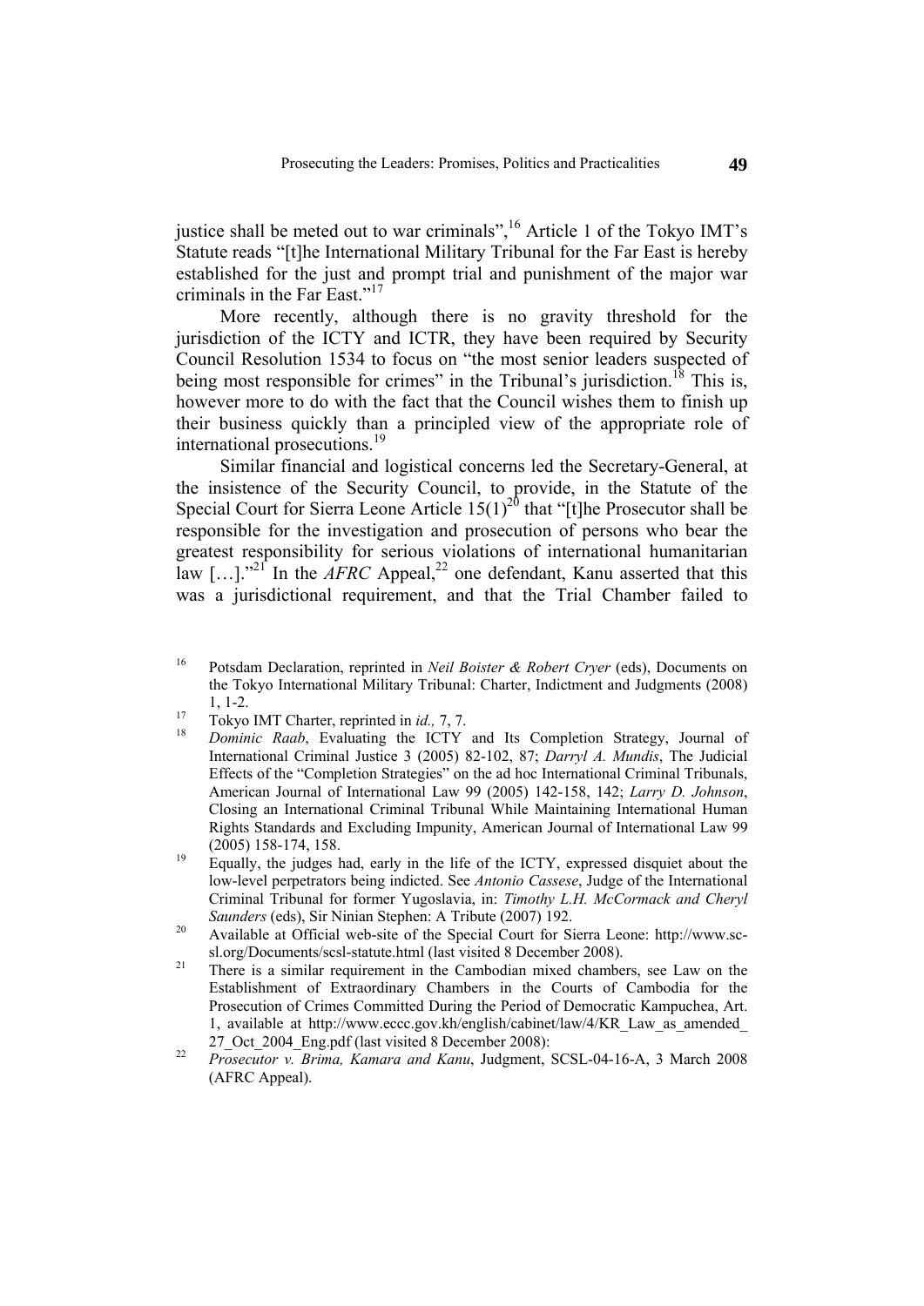justice shall be meted out to war criminals",[16] Article 1 of the Tokyo IMT's Statute reads "[t]he International Military Tribunal for the Far East is hereby established for the just and prompt trial and punishment of the major war criminals in the Far East."[17]

More recently, although there is no gravity threshold for the jurisdiction of the ICTY and ICTR, they have been required by Security Council Resolution 1534 to focus on "the most senior leaders suspected of being most responsible for crimes" in the Tribunal's jurisdiction.[18] This is, however more to do with the fact that the Council wishes them to finish up their business quickly than a principled view of the appropriate role of international prosecutions.[19]

Similar financial and logistical concerns led the Secretary-General, at the insistence of the Security Council, to provide, in the Statute of the Special Court for Sierra Leone Article 15(1)[20] that "[t]he Prosecutor shall be responsible for the investigation and prosecution of persons who bear the greatest responsibility for serious violations of international humanitarian law […]."[21] In the *AFRC* Appeal,[22] one defendant, Kanu asserted that this was a jurisdictional requirement, and that the Trial Chamber failed to

---

[16] Potsdam Declaration, reprinted in *Neil Boister & Robert Cryer* (eds), Documents on the Tokyo International Military Tribunal: Charter, Indictment and Judgments (2008) 1, 1-2.

[17] Tokyo IMT Charter, reprinted in *id.,* 7, 7.

[18] *Dominic Raab*, Evaluating the ICTY and Its Completion Strategy, Journal of International Criminal Justice 3 (2005) 82-102, 87; *Darryl A. Mundis*, The Judicial Effects of the "Completion Strategies" on the ad hoc International Criminal Tribunals, American Journal of International Law 99 (2005) 142-158, 142; *Larry D. Johnson*, Closing an International Criminal Tribunal While Maintaining International Human Rights Standards and Excluding Impunity, American Journal of International Law 99 (2005) 158-174, 158.

[19] Equally, the judges had, early in the life of the ICTY, expressed disquiet about the low-level perpetrators being indicted. See *Antonio Cassese*, Judge of the International Criminal Tribunal for former Yugoslavia, in: *Timothy L.H. McCormack and Cheryl Saunders* (eds), Sir Ninian Stephen: A Tribute (2007) 192.

[20] Available at Official web-site of the Special Court for Sierra Leone: http://www.sc-sl.org/Documents/scsl-statute.html (last visited 8 December 2008).

[21] There is a similar requirement in the Cambodian mixed chambers, see Law on the Establishment of Extraordinary Chambers in the Courts of Cambodia for the Prosecution of Crimes Committed During the Period of Democratic Kampuchea, Art. 1, available at http://www.eccc.gov.kh/english/cabinet/law/4/KR_Law_as_amended_27_Oct_2004_Eng.pdf (last visited 8 December 2008):

[22] *Prosecutor v. Brima, Kamara and Kanu*, Judgment, SCSL-04-16-A, 3 March 2008 (AFRC Appeal).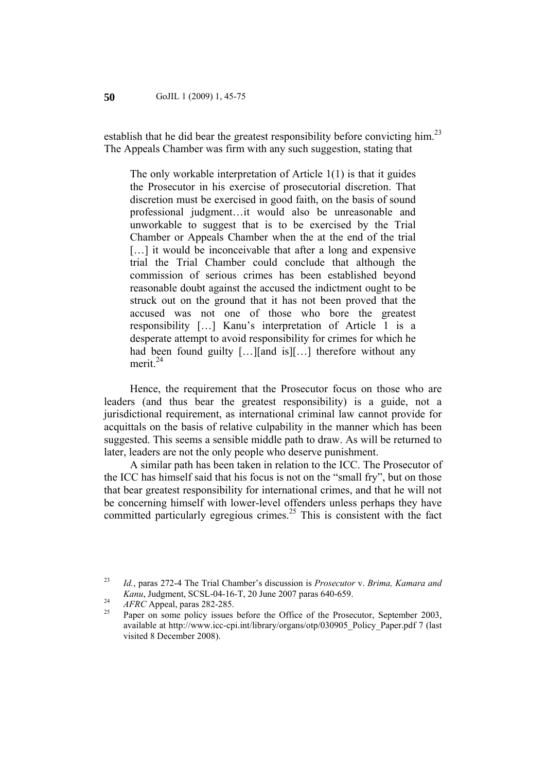establish that he did bear the greatest responsibility before convicting him.[23] The Appeals Chamber was firm with any such suggestion, stating that

> The only workable interpretation of Article 1(1) is that it guides the Prosecutor in his exercise of prosecutorial discretion. That discretion must be exercised in good faith, on the basis of sound professional judgment…it would also be unreasonable and unworkable to suggest that is to be exercised by the Trial Chamber or Appeals Chamber when the at the end of the trial […] it would be inconceivable that after a long and expensive trial the Trial Chamber could conclude that although the commission of serious crimes has been established beyond reasonable doubt against the accused the indictment ought to be struck out on the ground that it has not been proved that the accused was not one of those who bore the greatest responsibility […] Kanu's interpretation of Article 1 is a desperate attempt to avoid responsibility for crimes for which he had been found guilty […][and is][…] therefore without any merit.[24]

Hence, the requirement that the Prosecutor focus on those who are leaders (and thus bear the greatest responsibility) is a guide, not a jurisdictional requirement, as international criminal law cannot provide for acquittals on the basis of relative culpability in the manner which has been suggested. This seems a sensible middle path to draw. As will be returned to later, leaders are not the only people who deserve punishment.

A similar path has been taken in relation to the ICC. The Prosecutor of the ICC has himself said that his focus is not on the "small fry", but on those that bear greatest responsibility for international crimes, and that he will not be concerning himself with lower-level offenders unless perhaps they have committed particularly egregious crimes.[25] This is consistent with the fact

---

[23] *Id.*, paras 272-4 The Trial Chamber's discussion is *Prosecutor* v. *Brima, Kamara and Kanu*, Judgment, SCSL-04-16-T, 20 June 2007 paras 640-659.

[24] *AFRC* Appeal, paras 282-285.

[25] Paper on some policy issues before the Office of the Prosecutor, September 2003, available at http://www.icc-cpi.int/library/organs/otp/030905_Policy_Paper.pdf 7 (last visited 8 December 2008).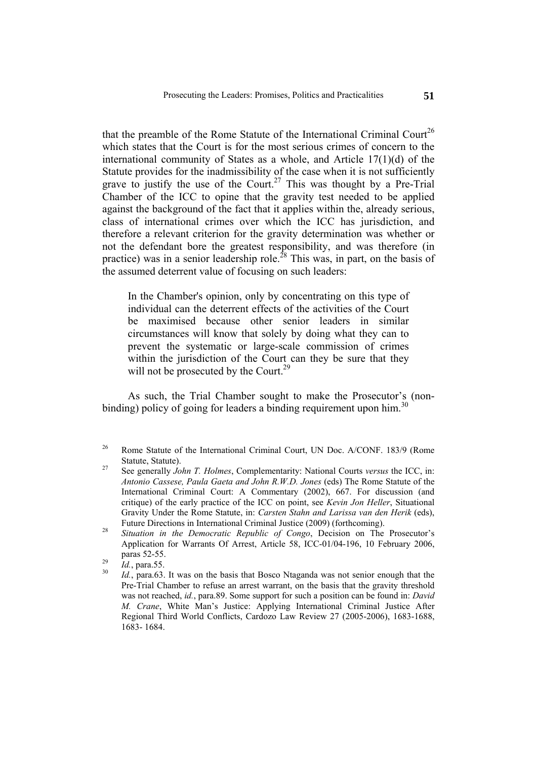that the preamble of the Rome Statute of the International Criminal Court[26] which states that the Court is for the most serious crimes of concern to the international community of States as a whole, and Article 17(1)(d) of the Statute provides for the inadmissibility of the case when it is not sufficiently grave to justify the use of the Court.[27] This was thought by a Pre-Trial Chamber of the ICC to opine that the gravity test needed to be applied against the background of the fact that it applies within the, already serious, class of international crimes over which the ICC has jurisdiction, and therefore a relevant criterion for the gravity determination was whether or not the defendant bore the greatest responsibility, and was therefore (in practice) was in a senior leadership role.[28] This was, in part, on the basis of the assumed deterrent value of focusing on such leaders:

> In the Chamber's opinion, only by concentrating on this type of individual can the deterrent effects of the activities of the Court be maximised because other senior leaders in similar circumstances will know that solely by doing what they can to prevent the systematic or large-scale commission of crimes within the jurisdiction of the Court can they be sure that they will not be prosecuted by the Court.[29]

As such, the Trial Chamber sought to make the Prosecutor's (non-binding) policy of going for leaders a binding requirement upon him.[30]

---

[26] Rome Statute of the International Criminal Court, UN Doc. A/CONF. 183/9 (Rome Statute, Statute).

[27] See generally *John T. Holmes*, Complementarity: National Courts *versus* the ICC, in: *Antonio Cassese, Paula Gaeta and John R.W.D. Jones* (eds) The Rome Statute of the International Criminal Court: A Commentary (2002), 667. For discussion (and critique) of the early practice of the ICC on point, see *Kevin Jon Heller*, Situational Gravity Under the Rome Statute, in: *Carsten Stahn and Larissa van den Herik* (eds), Future Directions in International Criminal Justice (2009) (forthcoming).

[28] *Situation in the Democratic Republic of Congo*, Decision on The Prosecutor's Application for Warrants Of Arrest, Article 58, ICC-01/04-196, 10 February 2006, paras 52-55.

[29] *Id.*, para.55.

[30] *Id.*, para.63. It was on the basis that Bosco Ntaganda was not senior enough that the Pre-Trial Chamber to refuse an arrest warrant, on the basis that the gravity threshold was not reached, *id.*, para.89. Some support for such a position can be found in: *David M. Crane*, White Man's Justice: Applying International Criminal Justice After Regional Third World Conflicts, Cardozo Law Review 27 (2005-2006), 1683-1688, 1683- 1684.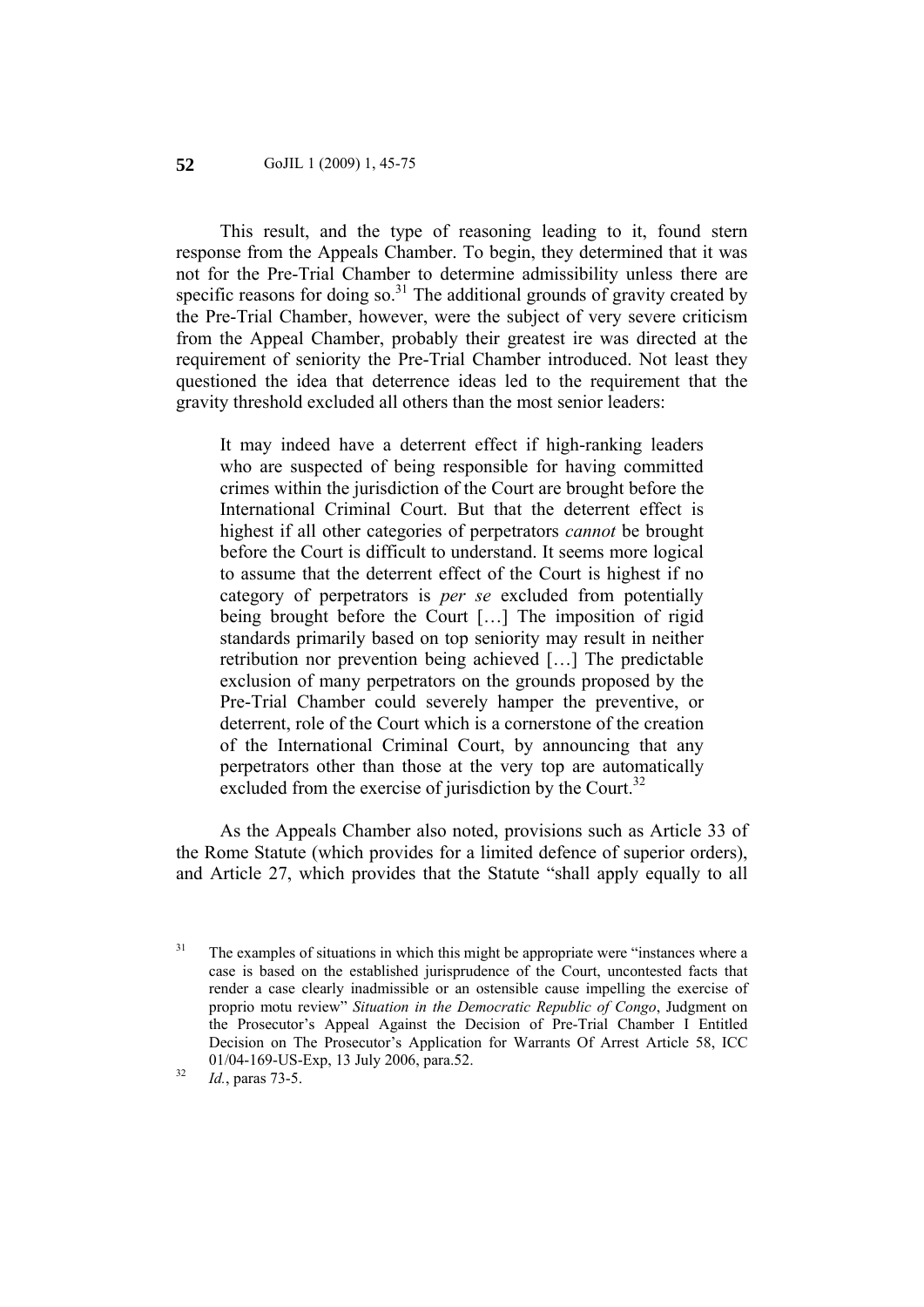This result, and the type of reasoning leading to it, found stern response from the Appeals Chamber. To begin, they determined that it was not for the Pre-Trial Chamber to determine admissibility unless there are specific reasons for doing so.[31] The additional grounds of gravity created by the Pre-Trial Chamber, however, were the subject of very severe criticism from the Appeal Chamber, probably their greatest ire was directed at the requirement of seniority the Pre-Trial Chamber introduced. Not least they questioned the idea that deterrence ideas led to the requirement that the gravity threshold excluded all others than the most senior leaders:

> It may indeed have a deterrent effect if high-ranking leaders who are suspected of being responsible for having committed crimes within the jurisdiction of the Court are brought before the International Criminal Court. But that the deterrent effect is highest if all other categories of perpetrators *cannot* be brought before the Court is difficult to understand. It seems more logical to assume that the deterrent effect of the Court is highest if no category of perpetrators is *per se* excluded from potentially being brought before the Court […] The imposition of rigid standards primarily based on top seniority may result in neither retribution nor prevention being achieved […] The predictable exclusion of many perpetrators on the grounds proposed by the Pre-Trial Chamber could severely hamper the preventive, or deterrent, role of the Court which is a cornerstone of the creation of the International Criminal Court, by announcing that any perpetrators other than those at the very top are automatically excluded from the exercise of jurisdiction by the Court.[32]

As the Appeals Chamber also noted, provisions such as Article 33 of the Rome Statute (which provides for a limited defence of superior orders), and Article 27, which provides that the Statute "shall apply equally to all

---

[31] The examples of situations in which this might be appropriate were "instances where a case is based on the established jurisprudence of the Court, uncontested facts that render a case clearly inadmissible or an ostensible cause impelling the exercise of proprio motu review" *Situation in the Democratic Republic of Congo*, Judgment on the Prosecutor's Appeal Against the Decision of Pre-Trial Chamber I Entitled Decision on The Prosecutor's Application for Warrants Of Arrest Article 58, ICC 01/04-169-US-Exp, 13 July 2006, para.52.

[32] *Id.*, paras 73-5.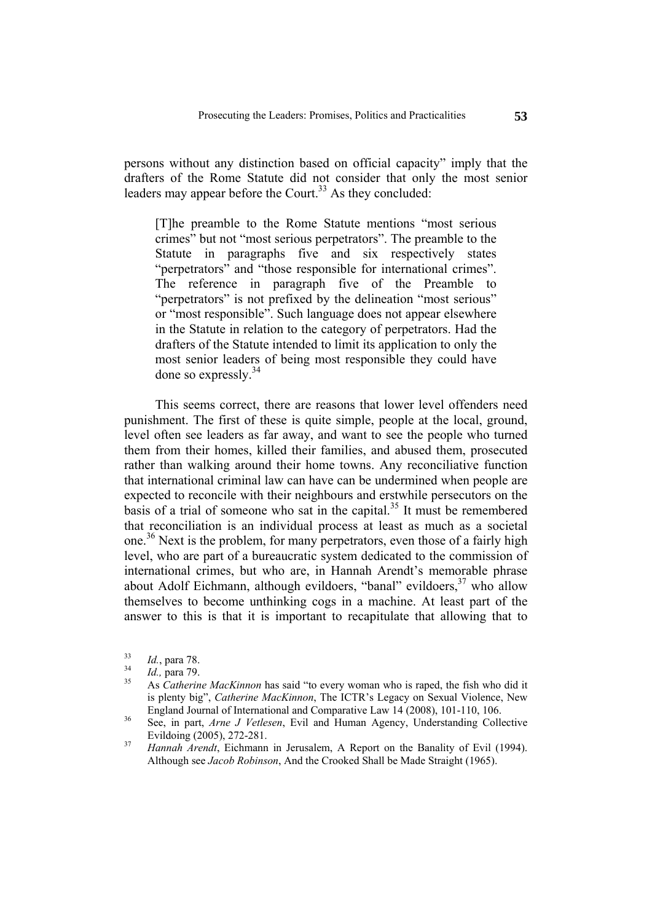persons without any distinction based on official capacity" imply that the drafters of the Rome Statute did not consider that only the most senior leaders may appear before the Court.[33] As they concluded:

> [T]he preamble to the Rome Statute mentions "most serious crimes" but not "most serious perpetrators". The preamble to the Statute in paragraphs five and six respectively states "perpetrators" and "those responsible for international crimes". The reference in paragraph five of the Preamble to "perpetrators" is not prefixed by the delineation "most serious" or "most responsible". Such language does not appear elsewhere in the Statute in relation to the category of perpetrators. Had the drafters of the Statute intended to limit its application to only the most senior leaders of being most responsible they could have done so expressly.[34]

This seems correct, there are reasons that lower level offenders need punishment. The first of these is quite simple, people at the local, ground, level often see leaders as far away, and want to see the people who turned them from their homes, killed their families, and abused them, prosecuted rather than walking around their home towns. Any reconciliative function that international criminal law can have can be undermined when people are expected to reconcile with their neighbours and erstwhile persecutors on the basis of a trial of someone who sat in the capital.[35] It must be remembered that reconciliation is an individual process at least as much as a societal one.[36] Next is the problem, for many perpetrators, even those of a fairly high level, who are part of a bureaucratic system dedicated to the commission of international crimes, but who are, in Hannah Arendt's memorable phrase about Adolf Eichmann, although evildoers, "banal" evildoers,[37] who allow themselves to become unthinking cogs in a machine. At least part of the answer to this is that it is important to recapitulate that allowing that to

---

[33] *Id.*, para 78.

[34] *Id.,* para 79.

[35] As *Catherine MacKinnon* has said "to every woman who is raped, the fish who did it is plenty big", *Catherine MacKinnon*, The ICTR's Legacy on Sexual Violence, New England Journal of International and Comparative Law 14 (2008), 101-110, 106.

[36] See, in part, *Arne J Vetlesen*, Evil and Human Agency, Understanding Collective Evildoing (2005), 272-281.

[37] *Hannah Arendt*, Eichmann in Jerusalem, A Report on the Banality of Evil (1994). Although see *Jacob Robinson*, And the Crooked Shall be Made Straight (1965).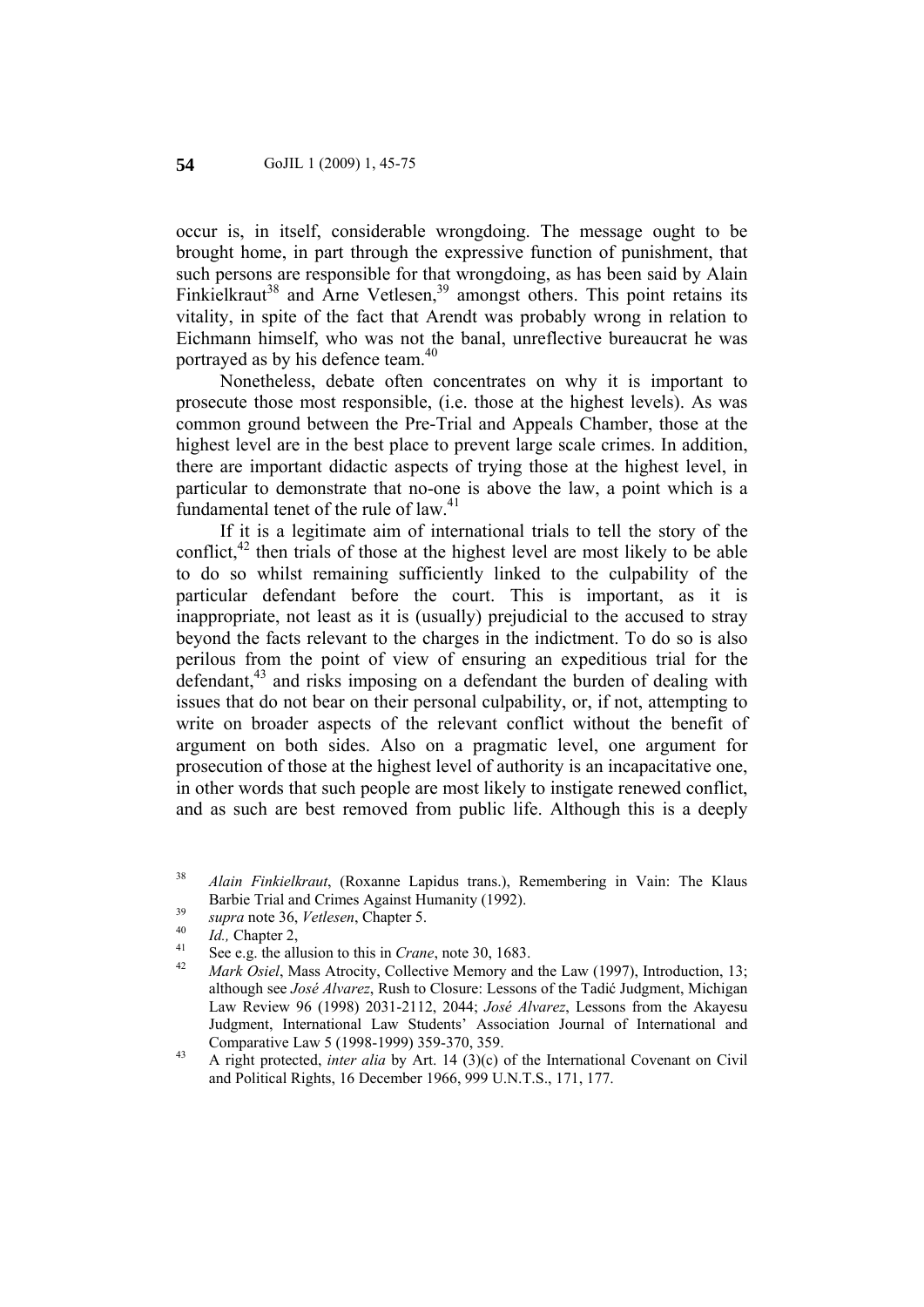occur is, in itself, considerable wrongdoing. The message ought to be brought home, in part through the expressive function of punishment, that such persons are responsible for that wrongdoing, as has been said by Alain Finkielkraut[38] and Arne Vetlesen,[39] amongst others. This point retains its vitality, in spite of the fact that Arendt was probably wrong in relation to Eichmann himself, who was not the banal, unreflective bureaucrat he was portrayed as by his defence team.[40]

Nonetheless, debate often concentrates on why it is important to prosecute those most responsible, (i.e. those at the highest levels). As was common ground between the Pre-Trial and Appeals Chamber, those at the highest level are in the best place to prevent large scale crimes. In addition, there are important didactic aspects of trying those at the highest level, in particular to demonstrate that no-one is above the law, a point which is a fundamental tenet of the rule of law.[41]

If it is a legitimate aim of international trials to tell the story of the conflict,[42] then trials of those at the highest level are most likely to be able to do so whilst remaining sufficiently linked to the culpability of the particular defendant before the court. This is important, as it is inappropriate, not least as it is (usually) prejudicial to the accused to stray beyond the facts relevant to the charges in the indictment. To do so is also perilous from the point of view of ensuring an expeditious trial for the defendant,[43] and risks imposing on a defendant the burden of dealing with issues that do not bear on their personal culpability, or, if not, attempting to write on broader aspects of the relevant conflict without the benefit of argument on both sides. Also on a pragmatic level, one argument for prosecution of those at the highest level of authority is an incapacitative one, in other words that such people are most likely to instigate renewed conflict, and as such are best removed from public life. Although this is a deeply

---

[38] *Alain Finkielkraut*, (Roxanne Lapidus trans.), Remembering in Vain: The Klaus Barbie Trial and Crimes Against Humanity (1992).

[39] *supra* note 36, *Vetlesen*, Chapter 5.

[40] *Id.,* Chapter 2,

[41] See e.g. the allusion to this in *Crane*, note 30, 1683.

[42] *Mark Osiel*, Mass Atrocity, Collective Memory and the Law (1997), Introduction, 13; although see *José Alvarez*, Rush to Closure: Lessons of the Tadić Judgment, Michigan Law Review 96 (1998) 2031-2112, 2044; *José Alvarez*, Lessons from the Akayesu Judgment, International Law Students' Association Journal of International and Comparative Law 5 (1998-1999) 359-370, 359.

[43] A right protected, *inter alia* by Art. 14 (3)(c) of the International Covenant on Civil and Political Rights, 16 December 1966, 999 U.N.T.S., 171, 177.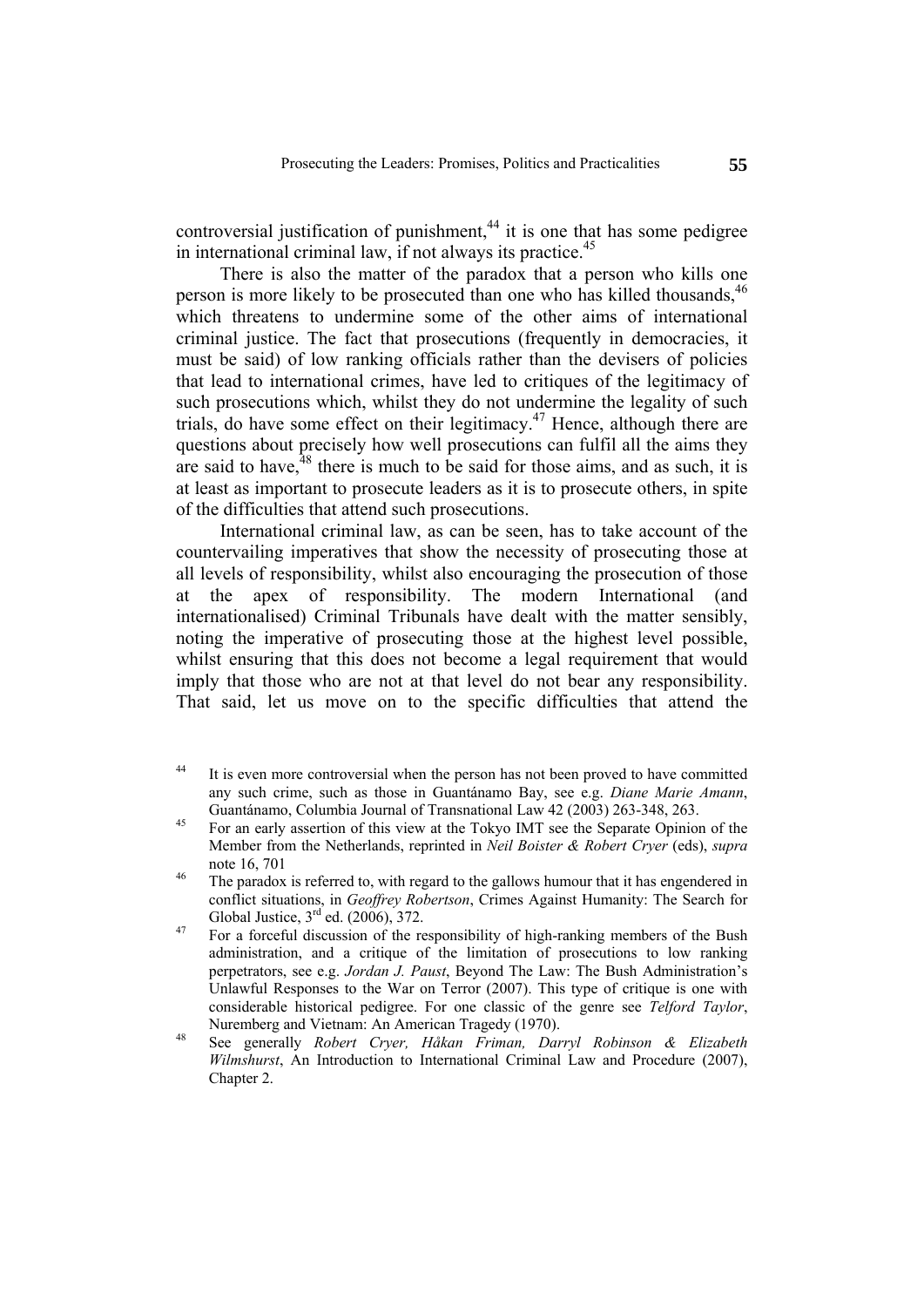controversial justification of punishment,[44] it is one that has some pedigree in international criminal law, if not always its practice.[45]

There is also the matter of the paradox that a person who kills one person is more likely to be prosecuted than one who has killed thousands,[46] which threatens to undermine some of the other aims of international criminal justice. The fact that prosecutions (frequently in democracies, it must be said) of low ranking officials rather than the devisers of policies that lead to international crimes, have led to critiques of the legitimacy of such prosecutions which, whilst they do not undermine the legality of such trials, do have some effect on their legitimacy.[47] Hence, although there are questions about precisely how well prosecutions can fulfil all the aims they are said to have,[48] there is much to be said for those aims, and as such, it is at least as important to prosecute leaders as it is to prosecute others, in spite of the difficulties that attend such prosecutions.

International criminal law, as can be seen, has to take account of the countervailing imperatives that show the necessity of prosecuting those at all levels of responsibility, whilst also encouraging the prosecution of those at the apex of responsibility. The modern International (and internationalised) Criminal Tribunals have dealt with the matter sensibly, noting the imperative of prosecuting those at the highest level possible, whilst ensuring that this does not become a legal requirement that would imply that those who are not at that level do not bear any responsibility. That said, let us move on to the specific difficulties that attend the

---

[44] It is even more controversial when the person has not been proved to have committed any such crime, such as those in Guantánamo Bay, see e.g. *Diane Marie Amann*, Guantánamo, Columbia Journal of Transnational Law 42 (2003) 263-348, 263.

[45] For an early assertion of this view at the Tokyo IMT see the Separate Opinion of the Member from the Netherlands, reprinted in *Neil Boister & Robert Cryer* (eds), *supra* note 16, 701

[46] The paradox is referred to, with regard to the gallows humour that it has engendered in conflict situations, in *Geoffrey Robertson*, Crimes Against Humanity: The Search for Global Justice, 3rd ed. (2006), 372.

[47] For a forceful discussion of the responsibility of high-ranking members of the Bush administration, and a critique of the limitation of prosecutions to low ranking perpetrators, see e.g. *Jordan J. Paust*, Beyond The Law: The Bush Administration's Unlawful Responses to the War on Terror (2007). This type of critique is one with considerable historical pedigree. For one classic of the genre see *Telford Taylor*, Nuremberg and Vietnam: An American Tragedy (1970).

[48] See generally *Robert Cryer, Håkan Friman, Darryl Robinson & Elizabeth Wilmshurst*, An Introduction to International Criminal Law and Procedure (2007), Chapter 2.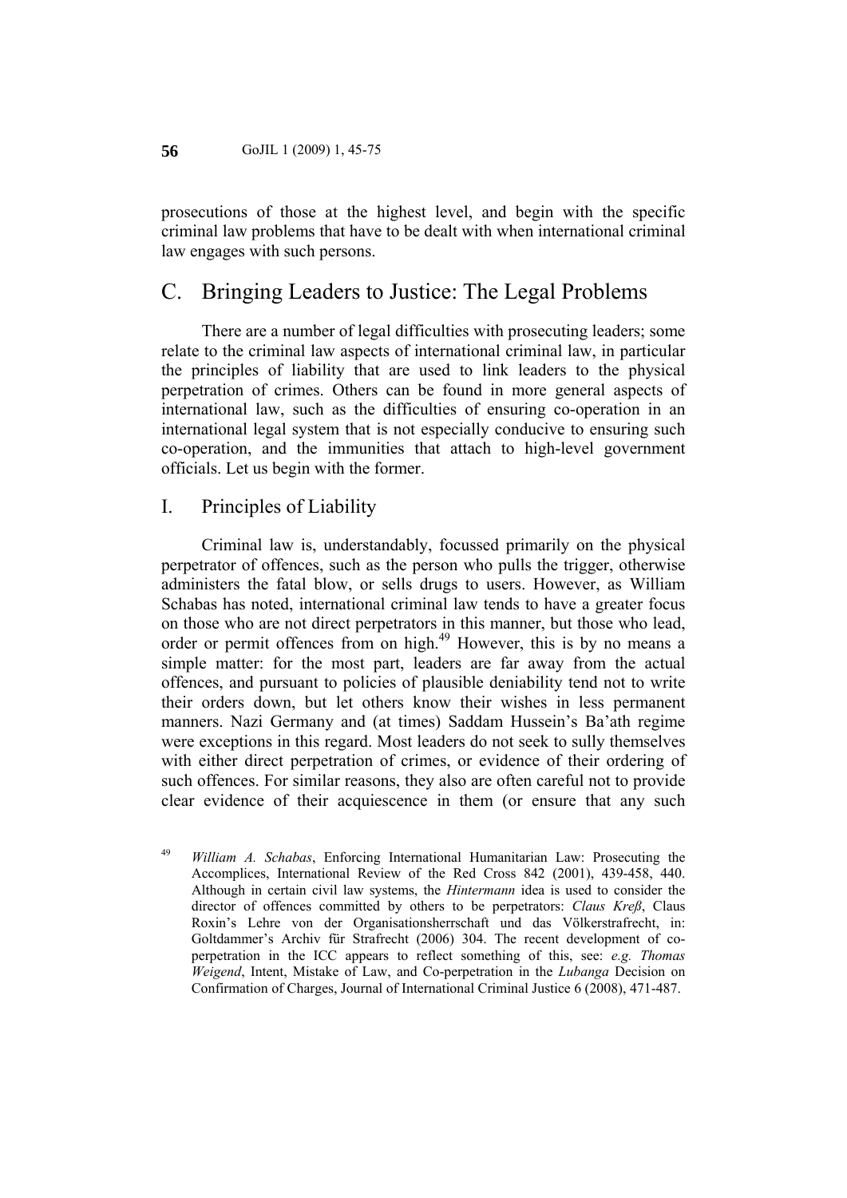prosecutions of those at the highest level, and begin with the specific criminal law problems that have to be dealt with when international criminal law engages with such persons.

## C. Bringing Leaders to Justice: The Legal Problems

There are a number of legal difficulties with prosecuting leaders; some relate to the criminal law aspects of international criminal law, in particular the principles of liability that are used to link leaders to the physical perpetration of crimes. Others can be found in more general aspects of international law, such as the difficulties of ensuring co-operation in an international legal system that is not especially conducive to ensuring such co-operation, and the immunities that attach to high-level government officials. Let us begin with the former.

### I. Principles of Liability

Criminal law is, understandably, focussed primarily on the physical perpetrator of offences, such as the person who pulls the trigger, otherwise administers the fatal blow, or sells drugs to users. However, as William Schabas has noted, international criminal law tends to have a greater focus on those who are not direct perpetrators in this manner, but those who lead, order or permit offences from on high.[49] However, this is by no means a simple matter: for the most part, leaders are far away from the actual offences, and pursuant to policies of plausible deniability tend not to write their orders down, but let others know their wishes in less permanent manners. Nazi Germany and (at times) Saddam Hussein's Ba'ath regime were exceptions in this regard. Most leaders do not seek to sully themselves with either direct perpetration of crimes, or evidence of their ordering of such offences. For similar reasons, they also are often careful not to provide clear evidence of their acquiescence in them (or ensure that any such

---

[49] *William A. Schabas*, Enforcing International Humanitarian Law: Prosecuting the Accomplices, International Review of the Red Cross 842 (2001), 439-458, 440. Although in certain civil law systems, the *Hintermann* idea is used to consider the director of offences committed by others to be perpetrators: *Claus Kreß*, Claus Roxin's Lehre von der Organisationsherrschaft und das Völkerstrafrecht, in: Goltdammer's Archiv für Strafrecht (2006) 304. The recent development of co-perpetration in the ICC appears to reflect something of this, see: *e.g. Thomas Weigend*, Intent, Mistake of Law, and Co-perpetration in the *Lubanga* Decision on Confirmation of Charges, Journal of International Criminal Justice 6 (2008), 471-487.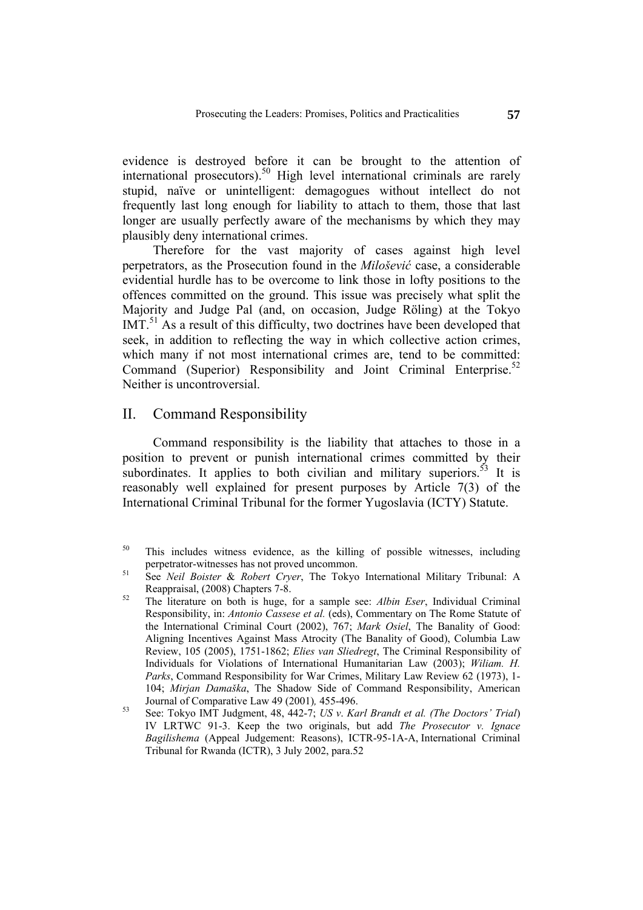evidence is destroyed before it can be brought to the attention of international prosecutors).[50] High level international criminals are rarely stupid, naïve or unintelligent: demagogues without intellect do not frequently last long enough for liability to attach to them, those that last longer are usually perfectly aware of the mechanisms by which they may plausibly deny international crimes.

Therefore for the vast majority of cases against high level perpetrators, as the Prosecution found in the *Milošević* case, a considerable evidential hurdle has to be overcome to link those in lofty positions to the offences committed on the ground. This issue was precisely what split the Majority and Judge Pal (and, on occasion, Judge Röling) at the Tokyo IMT.[51] As a result of this difficulty, two doctrines have been developed that seek, in addition to reflecting the way in which collective action crimes, which many if not most international crimes are, tend to be committed: Command (Superior) Responsibility and Joint Criminal Enterprise.[52] Neither is uncontroversial.

## II. Command Responsibility

Command responsibility is the liability that attaches to those in a position to prevent or punish international crimes committed by their subordinates. It applies to both civilian and military superiors.[53] It is reasonably well explained for present purposes by Article 7(3) of the International Criminal Tribunal for the former Yugoslavia (ICTY) Statute.

---

[50] This includes witness evidence, as the killing of possible witnesses, including perpetrator-witnesses has not proved uncommon.

[51] See *Neil Boister* & *Robert Cryer*, The Tokyo International Military Tribunal: A Reappraisal, (2008) Chapters 7-8.

[52] The literature on both is huge, for a sample see: *Albin Eser*, Individual Criminal Responsibility, in: *Antonio Cassese et al.* (eds), Commentary on The Rome Statute of the International Criminal Court (2002), 767; *Mark Osiel*, The Banality of Good: Aligning Incentives Against Mass Atrocity (The Banality of Good), Columbia Law Review, 105 (2005), 1751-1862; *Elies van Sliedregt*, The Criminal Responsibility of Individuals for Violations of International Humanitarian Law (2003); *Wiliam. H. Parks*, Command Responsibility for War Crimes, Military Law Review 62 (1973), 1-104; *Mirjan Damaška*, The Shadow Side of Command Responsibility, American Journal of Comparative Law 49 (2001)*,* 455-496.

[53] See: Tokyo IMT Judgment, 48, 442-7; *US v. Karl Brandt et al. (The Doctors' Trial*) IV LRTWC 91-3. Keep the two originals, but add *The Prosecutor v. Ignace Bagilishema* (Appeal Judgement: Reasons), ICTR-95-1A-A, International Criminal Tribunal for Rwanda (ICTR), 3 July 2002, para.52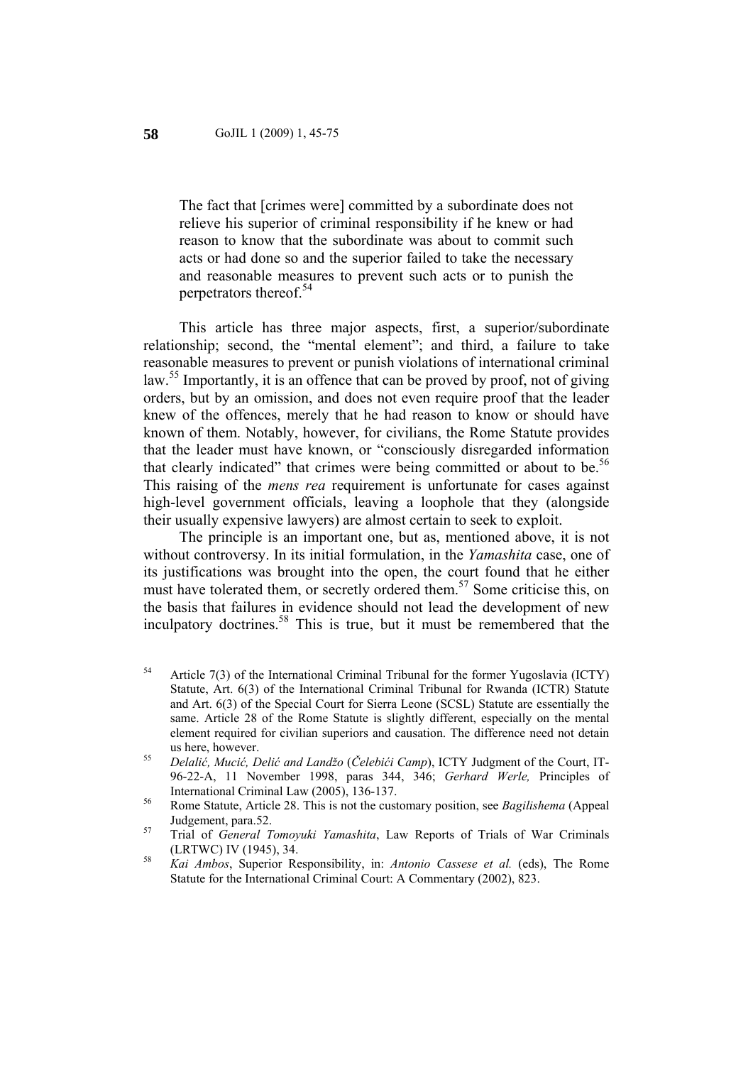> The fact that [crimes were] committed by a subordinate does not relieve his superior of criminal responsibility if he knew or had reason to know that the subordinate was about to commit such acts or had done so and the superior failed to take the necessary and reasonable measures to prevent such acts or to punish the perpetrators thereof.[54]

This article has three major aspects, first, a superior/subordinate relationship; second, the "mental element"; and third, a failure to take reasonable measures to prevent or punish violations of international criminal law.[55] Importantly, it is an offence that can be proved by proof, not of giving orders, but by an omission, and does not even require proof that the leader knew of the offences, merely that he had reason to know or should have known of them. Notably, however, for civilians, the Rome Statute provides that the leader must have known, or "consciously disregarded information that clearly indicated" that crimes were being committed or about to be.[56] This raising of the *mens rea* requirement is unfortunate for cases against high-level government officials, leaving a loophole that they (alongside their usually expensive lawyers) are almost certain to seek to exploit.

The principle is an important one, but as, mentioned above, it is not without controversy. In its initial formulation, in the *Yamashita* case, one of its justifications was brought into the open, the court found that he either must have tolerated them, or secretly ordered them.[57] Some criticise this, on the basis that failures in evidence should not lead the development of new inculpatory doctrines.[58] This is true, but it must be remembered that the

---

[54] Article 7(3) of the International Criminal Tribunal for the former Yugoslavia (ICTY) Statute, Art. 6(3) of the International Criminal Tribunal for Rwanda (ICTR) Statute and Art. 6(3) of the Special Court for Sierra Leone (SCSL) Statute are essentially the same. Article 28 of the Rome Statute is slightly different, especially on the mental element required for civilian superiors and causation. The difference need not detain us here, however.

[55] *Delalić, Mucić, Delić and Landžo* (*Čelebići Camp*), ICTY Judgment of the Court, IT-96-22-A, 11 November 1998, paras 344, 346; *Gerhard Werle,* Principles of International Criminal Law (2005), 136-137.

[56] Rome Statute, Article 28. This is not the customary position, see *Bagilishema* (Appeal Judgement, para.52.

[57] Trial of *General Tomoyuki Yamashita*, Law Reports of Trials of War Criminals (LRTWC) IV (1945), 34.

[58] *Kai Ambos*, Superior Responsibility, in: *Antonio Cassese et al.* (eds), The Rome Statute for the International Criminal Court: A Commentary (2002), 823.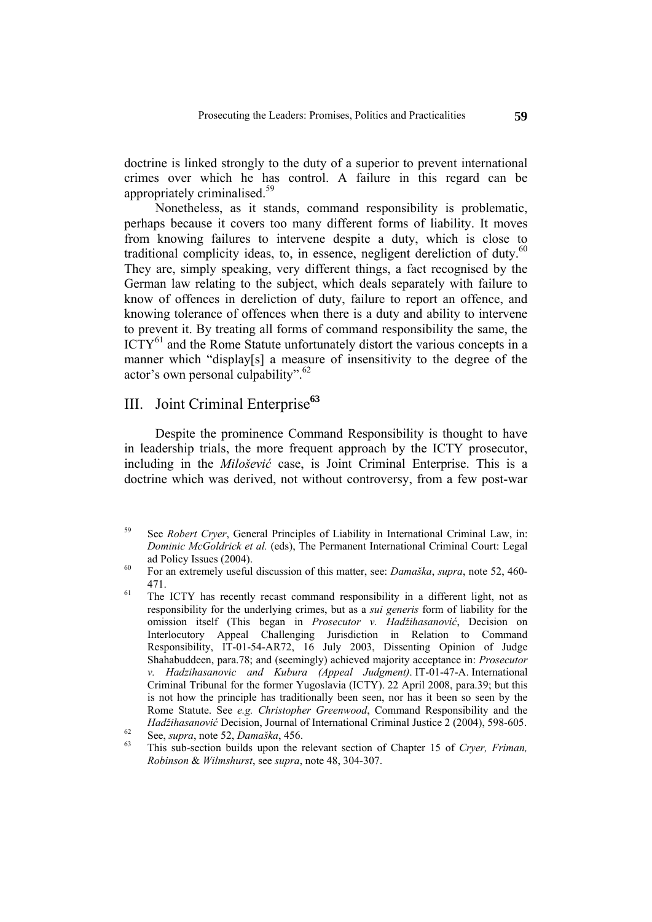doctrine is linked strongly to the duty of a superior to prevent international crimes over which he has control. A failure in this regard can be appropriately criminalised.[59]

Nonetheless, as it stands, command responsibility is problematic, perhaps because it covers too many different forms of liability. It moves from knowing failures to intervene despite a duty, which is close to traditional complicity ideas, to, in essence, negligent dereliction of duty.[60] They are, simply speaking, very different things, a fact recognised by the German law relating to the subject, which deals separately with failure to know of offences in dereliction of duty, failure to report an offence, and knowing tolerance of offences when there is a duty and ability to intervene to prevent it. By treating all forms of command responsibility the same, the ICTY[61] and the Rome Statute unfortunately distort the various concepts in a manner which "display[s] a measure of insensitivity to the degree of the actor's own personal culpability".[62]

## III. Joint Criminal Enterprise[63]

Despite the prominence Command Responsibility is thought to have in leadership trials, the more frequent approach by the ICTY prosecutor, including in the *Milošević* case, is Joint Criminal Enterprise. This is a doctrine which was derived, not without controversy, from a few post-war

---

[59] See *Robert Cryer*, General Principles of Liability in International Criminal Law, in: *Dominic McGoldrick et al.* (eds), The Permanent International Criminal Court: Legal ad Policy Issues (2004).

[60] For an extremely useful discussion of this matter, see: *Damaška*, *supra*, note 52, 460-471.

[61] The ICTY has recently recast command responsibility in a different light, not as responsibility for the underlying crimes, but as a *sui generis* form of liability for the omission itself (This began in *Prosecutor v. Hadžihasanović*, Decision on Interlocutory Appeal Challenging Jurisdiction in Relation to Command Responsibility, IT-01-54-AR72, 16 July 2003, Dissenting Opinion of Judge Shahabuddeen, para.78; and (seemingly) achieved majority acceptance in: *Prosecutor v. Hadzihasanovic and Kubura (Appeal Judgment)*. IT-01-47-A. International Criminal Tribunal for the former Yugoslavia (ICTY). 22 April 2008, para.39; but this is not how the principle has traditionally been seen, nor has it been so seen by the Rome Statute. See *e.g. Christopher Greenwood*, Command Responsibility and the *Hadžihasanović* Decision, Journal of International Criminal Justice 2 (2004), 598-605.

[62] See, *supra*, note 52, *Damaška*, 456.

[63] This sub-section builds upon the relevant section of Chapter 15 of *Cryer, Friman, Robinson* & *Wilmshurst*, see *supra*, note 48, 304-307.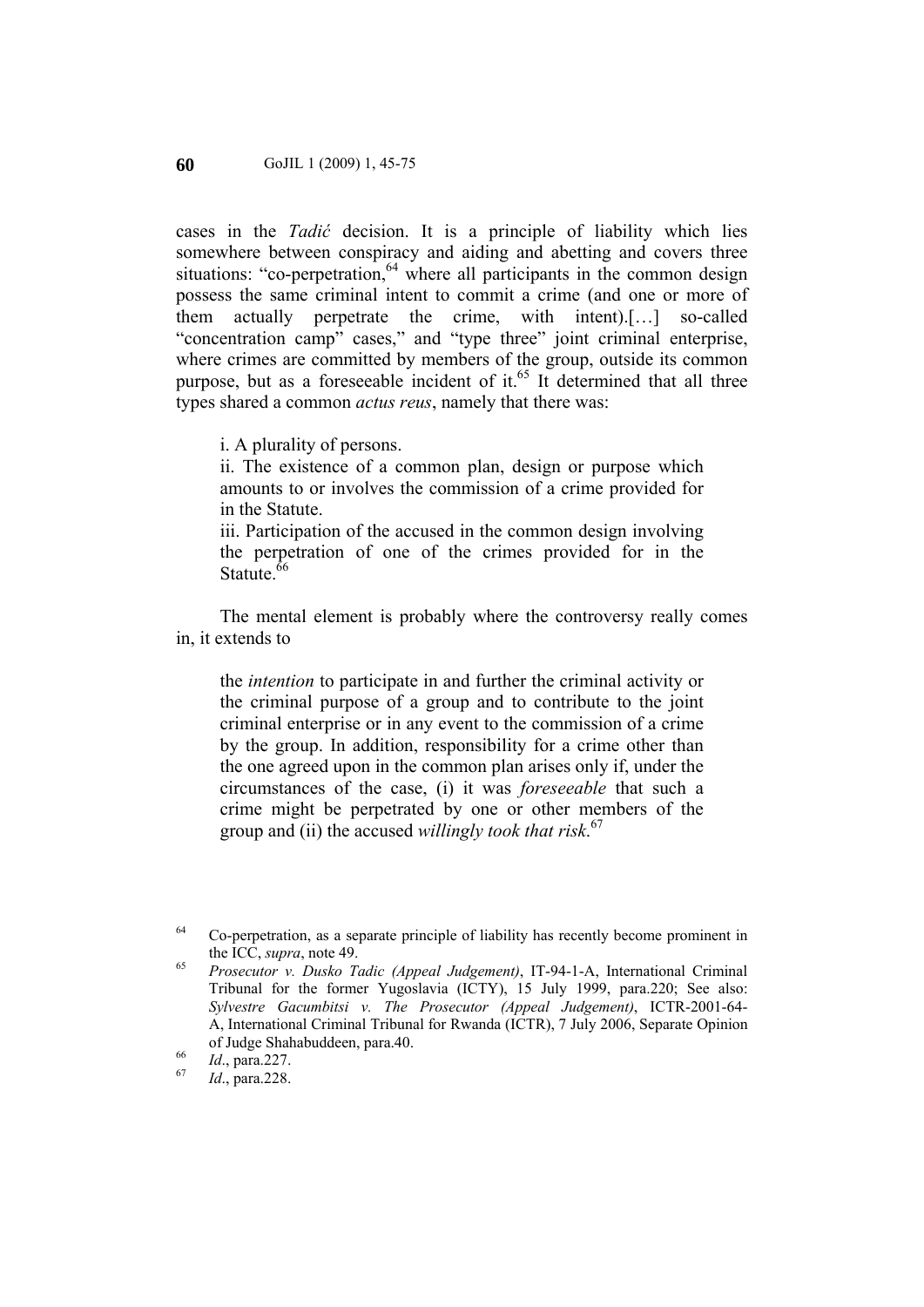cases in the *Tadić* decision. It is a principle of liability which lies somewhere between conspiracy and aiding and abetting and covers three situations: "co-perpetration,[64] where all participants in the common design possess the same criminal intent to commit a crime (and one or more of them actually perpetrate the crime, with intent).[…] so-called "concentration camp" cases," and "type three" joint criminal enterprise, where crimes are committed by members of the group, outside its common purpose, but as a foreseeable incident of it.[65] It determined that all three types shared a common *actus reus*, namely that there was:

> i. A plurality of persons.
> ii. The existence of a common plan, design or purpose which amounts to or involves the commission of a crime provided for in the Statute.
> iii. Participation of the accused in the common design involving the perpetration of one of the crimes provided for in the Statute.[66]

The mental element is probably where the controversy really comes in, it extends to

> the *intention* to participate in and further the criminal activity or the criminal purpose of a group and to contribute to the joint criminal enterprise or in any event to the commission of a crime by the group. In addition, responsibility for a crime other than the one agreed upon in the common plan arises only if, under the circumstances of the case, (i) it was *foreseeable* that such a crime might be perpetrated by one or other members of the group and (ii) the accused *willingly took that risk*.[67]

---

[64] Co-perpetration, as a separate principle of liability has recently become prominent in the ICC, *supra*, note 49.

[65] *Prosecutor v. Dusko Tadic (Appeal Judgement)*, IT-94-1-A, International Criminal Tribunal for the former Yugoslavia (ICTY), 15 July 1999, para.220; See also: *Sylvestre Gacumbitsi v. The Prosecutor (Appeal Judgement)*, ICTR-2001-64-A, International Criminal Tribunal for Rwanda (ICTR), 7 July 2006, Separate Opinion of Judge Shahabuddeen, para.40.

[66] *Id*., para.227.

[67] *Id*., para.228.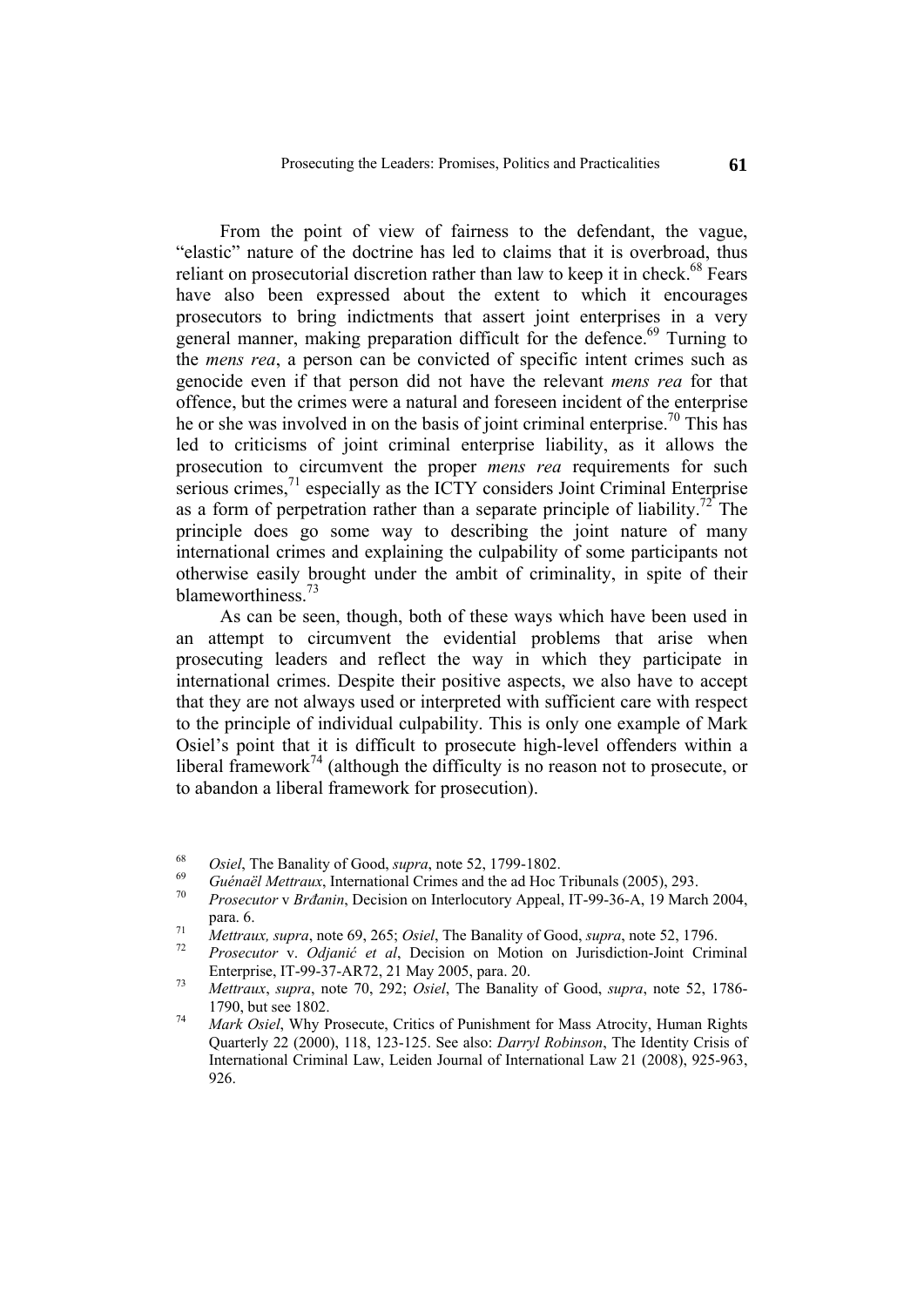From the point of view of fairness to the defendant, the vague, "elastic" nature of the doctrine has led to claims that it is overbroad, thus reliant on prosecutorial discretion rather than law to keep it in check.[68] Fears have also been expressed about the extent to which it encourages prosecutors to bring indictments that assert joint enterprises in a very general manner, making preparation difficult for the defence.[69] Turning to the *mens rea*, a person can be convicted of specific intent crimes such as genocide even if that person did not have the relevant *mens rea* for that offence, but the crimes were a natural and foreseen incident of the enterprise he or she was involved in on the basis of joint criminal enterprise.[70] This has led to criticisms of joint criminal enterprise liability, as it allows the prosecution to circumvent the proper *mens rea* requirements for such serious crimes,[71] especially as the ICTY considers Joint Criminal Enterprise as a form of perpetration rather than a separate principle of liability.[72] The principle does go some way to describing the joint nature of many international crimes and explaining the culpability of some participants not otherwise easily brought under the ambit of criminality, in spite of their blameworthiness.[73]

As can be seen, though, both of these ways which have been used in an attempt to circumvent the evidential problems that arise when prosecuting leaders and reflect the way in which they participate in international crimes. Despite their positive aspects, we also have to accept that they are not always used or interpreted with sufficient care with respect to the principle of individual culpability. This is only one example of Mark Osiel's point that it is difficult to prosecute high-level offenders within a liberal framework[74] (although the difficulty is no reason not to prosecute, or to abandon a liberal framework for prosecution).

---

[68] *Osiel*, The Banality of Good, *supra*, note 52, 1799-1802.

[69] *Guénaël Mettraux*, International Crimes and the ad Hoc Tribunals (2005), 293.

[70] *Prosecutor* v *Brđanin*, Decision on Interlocutory Appeal, IT-99-36-A, 19 March 2004, para. 6.

[71] *Mettraux, supra*, note 69, 265; *Osiel*, The Banality of Good, *supra*, note 52, 1796.

[72] *Prosecutor* v. *Odjanić et al*, Decision on Motion on Jurisdiction-Joint Criminal Enterprise, IT-99-37-AR72, 21 May 2005, para. 20.

[73] *Mettraux*, *supra*, note 70, 292; *Osiel*, The Banality of Good, *supra*, note 52, 1786-1790, but see 1802.

[74] *Mark Osiel*, Why Prosecute, Critics of Punishment for Mass Atrocity, Human Rights Quarterly 22 (2000), 118, 123-125. See also: *Darryl Robinson*, The Identity Crisis of International Criminal Law, Leiden Journal of International Law 21 (2008), 925-963, 926.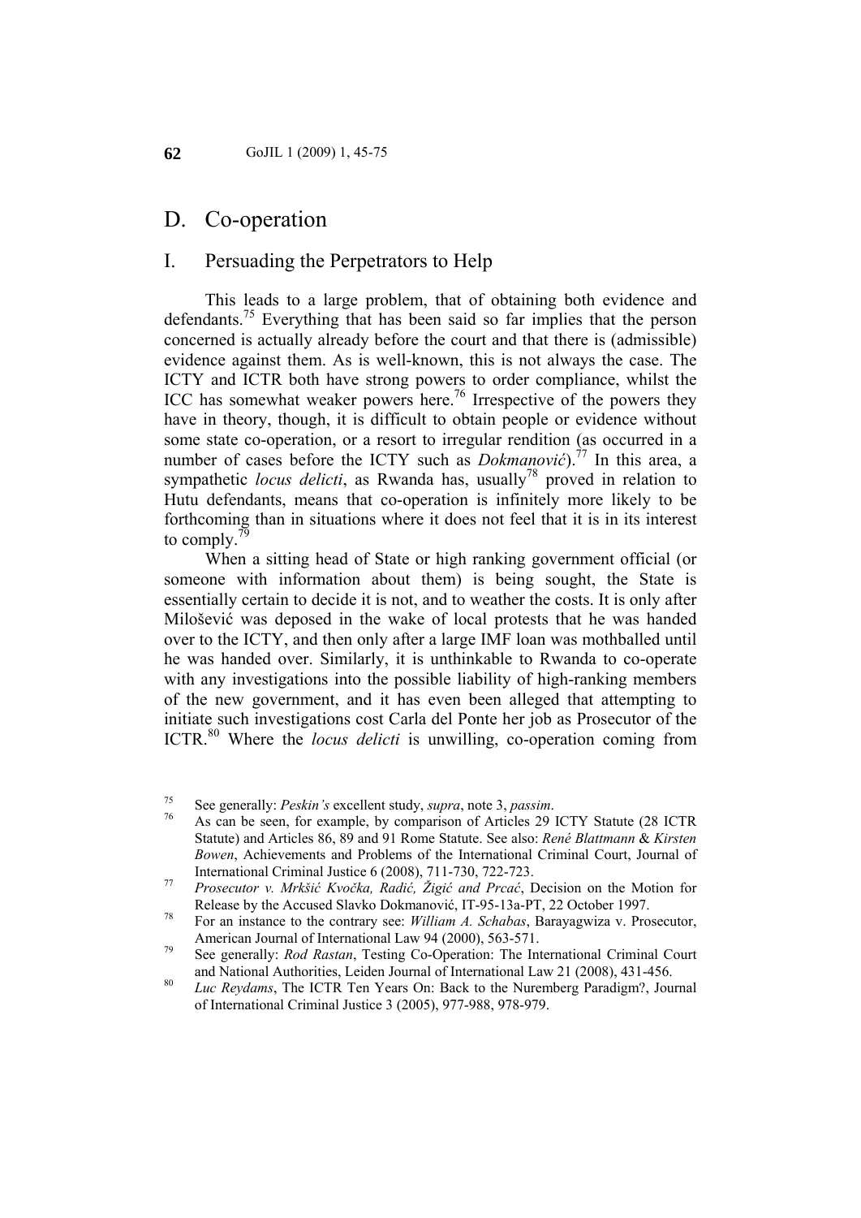## D. Co-operation

### I. Persuading the Perpetrators to Help

This leads to a large problem, that of obtaining both evidence and defendants.[75] Everything that has been said so far implies that the person concerned is actually already before the court and that there is (admissible) evidence against them. As is well-known, this is not always the case. The ICTY and ICTR both have strong powers to order compliance, whilst the ICC has somewhat weaker powers here.[76] Irrespective of the powers they have in theory, though, it is difficult to obtain people or evidence without some state co-operation, or a resort to irregular rendition (as occurred in a number of cases before the ICTY such as *Dokmanović*).[77] In this area, a sympathetic *locus delicti*, as Rwanda has, usually[78] proved in relation to Hutu defendants, means that co-operation is infinitely more likely to be forthcoming than in situations where it does not feel that it is in its interest to comply.[79]

When a sitting head of State or high ranking government official (or someone with information about them) is being sought, the State is essentially certain to decide it is not, and to weather the costs. It is only after Milošević was deposed in the wake of local protests that he was handed over to the ICTY, and then only after a large IMF loan was mothballed until he was handed over. Similarly, it is unthinkable to Rwanda to co-operate with any investigations into the possible liability of high-ranking members of the new government, and it has even been alleged that attempting to initiate such investigations cost Carla del Ponte her job as Prosecutor of the ICTR.[80] Where the *locus delicti* is unwilling, co-operation coming from

---

[75] See generally: *Peskin's* excellent study, *supra*, note 3, *passim*.

[76] As can be seen, for example, by comparison of Articles 29 ICTY Statute (28 ICTR Statute) and Articles 86, 89 and 91 Rome Statute. See also: *René Blattmann* & *Kirsten Bowen*, Achievements and Problems of the International Criminal Court, Journal of International Criminal Justice 6 (2008), 711-730, 722-723.

[77] *Prosecutor v. Mrkšić Kvočka, Radić, Žigić and Prcać*, Decision on the Motion for Release by the Accused Slavko Dokmanović, IT-95-13a-PT, 22 October 1997.

[78] For an instance to the contrary see: *William A. Schabas*, Barayagwiza v. Prosecutor, American Journal of International Law 94 (2000), 563-571.

[79] See generally: *Rod Rastan*, Testing Co-Operation: The International Criminal Court and National Authorities, Leiden Journal of International Law 21 (2008), 431-456.

[80] *Luc Reydams*, The ICTR Ten Years On: Back to the Nuremberg Paradigm?, Journal of International Criminal Justice 3 (2005), 977-988, 978-979.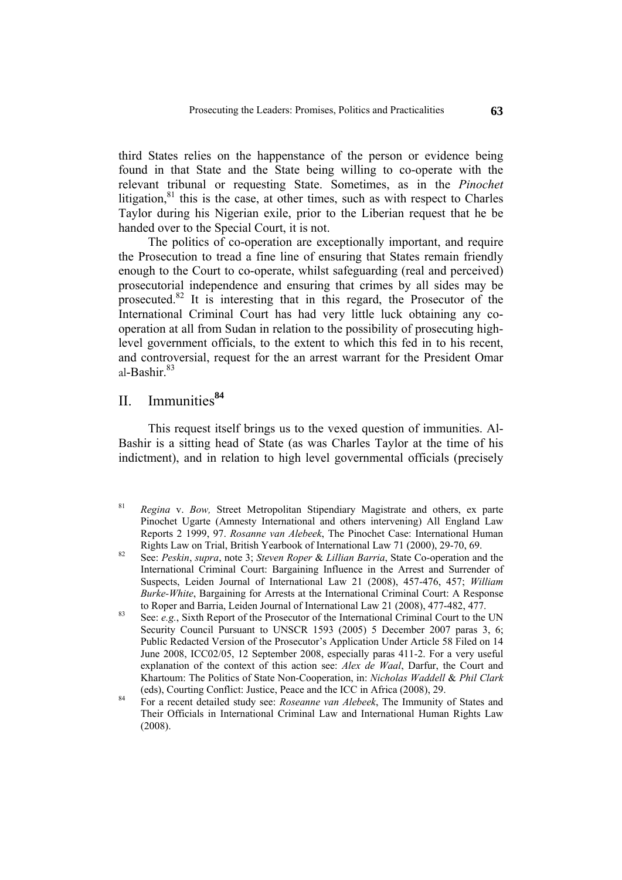third States relies on the happenstance of the person or evidence being found in that State and the State being willing to co-operate with the relevant tribunal or requesting State. Sometimes, as in the *Pinochet* litigation,[81] this is the case, at other times, such as with respect to Charles Taylor during his Nigerian exile, prior to the Liberian request that he be handed over to the Special Court, it is not.

The politics of co-operation are exceptionally important, and require the Prosecution to tread a fine line of ensuring that States remain friendly enough to the Court to co-operate, whilst safeguarding (real and perceived) prosecutorial independence and ensuring that crimes by all sides may be prosecuted.[82] It is interesting that in this regard, the Prosecutor of the International Criminal Court has had very little luck obtaining any co-operation at all from Sudan in relation to the possibility of prosecuting high-level government officials, to the extent to which this fed in to his recent, and controversial, request for the an arrest warrant for the President Omar al-Bashir.[83]

## II. Immunities[84]

This request itself brings us to the vexed question of immunities. Al-Bashir is a sitting head of State (as was Charles Taylor at the time of his indictment), and in relation to high level governmental officials (precisely

---

[81] *Regina* v. *Bow,* Street Metropolitan Stipendiary Magistrate and others, ex parte Pinochet Ugarte (Amnesty International and others intervening) All England Law Reports 2 1999, 97. *Rosanne van Alebeek*, The Pinochet Case: International Human Rights Law on Trial, British Yearbook of International Law 71 (2000), 29-70, 69.

[82] See: *Peskin*, *supra*, note 3; *Steven Roper* & *Lillian Barria*, State Co-operation and the International Criminal Court: Bargaining Influence in the Arrest and Surrender of Suspects, Leiden Journal of International Law 21 (2008), 457-476, 457; *William Burke-White*, Bargaining for Arrests at the International Criminal Court: A Response to Roper and Barria, Leiden Journal of International Law 21 (2008), 477-482, 477.

[83] See: *e.g.*, Sixth Report of the Prosecutor of the International Criminal Court to the UN Security Council Pursuant to UNSCR 1593 (2005) 5 December 2007 paras 3, 6; Public Redacted Version of the Prosecutor's Application Under Article 58 Filed on 14 June 2008, ICC02/05, 12 September 2008, especially paras 411-2. For a very useful explanation of the context of this action see: *Alex de Waal*, Darfur, the Court and Khartoum: The Politics of State Non-Cooperation, in: *Nicholas Waddell* & *Phil Clark* (eds), Courting Conflict: Justice, Peace and the ICC in Africa (2008), 29.

[84] For a recent detailed study see: *Roseanne van Alebeek*, The Immunity of States and Their Officials in International Criminal Law and International Human Rights Law (2008).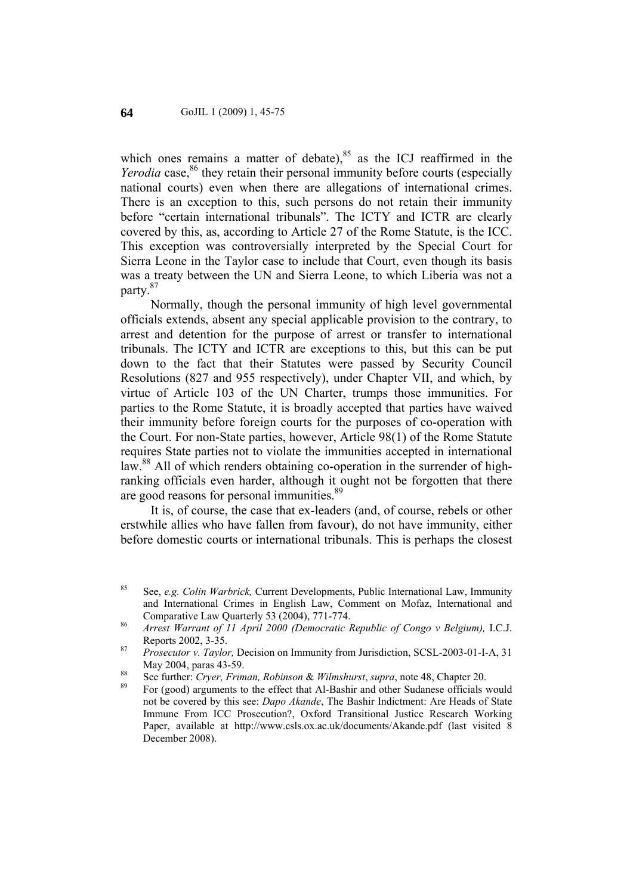which ones remains a matter of debate),[85] as the ICJ reaffirmed in the *Yerodia* case,[86] they retain their personal immunity before courts (especially national courts) even when there are allegations of international crimes. There is an exception to this, such persons do not retain their immunity before "certain international tribunals". The ICTY and ICTR are clearly covered by this, as, according to Article 27 of the Rome Statute, is the ICC. This exception was controversially interpreted by the Special Court for Sierra Leone in the Taylor case to include that Court, even though its basis was a treaty between the UN and Sierra Leone, to which Liberia was not a party.[87]

Normally, though the personal immunity of high level governmental officials extends, absent any special applicable provision to the contrary, to arrest and detention for the purpose of arrest or transfer to international tribunals. The ICTY and ICTR are exceptions to this, but this can be put down to the fact that their Statutes were passed by Security Council Resolutions (827 and 955 respectively), under Chapter VII, and which, by virtue of Article 103 of the UN Charter, trumps those immunities. For parties to the Rome Statute, it is broadly accepted that parties have waived their immunity before foreign courts for the purposes of co-operation with the Court. For non-State parties, however, Article 98(1) of the Rome Statute requires State parties not to violate the immunities accepted in international law.[88] All of which renders obtaining co-operation in the surrender of high-ranking officials even harder, although it ought not be forgotten that there are good reasons for personal immunities.[89]

It is, of course, the case that ex-leaders (and, of course, rebels or other erstwhile allies who have fallen from favour), do not have immunity, either before domestic courts or international tribunals. This is perhaps the closest

---

85 See, *e.g. Colin Warbrick,* Current Developments, Public International Law, Immunity and International Crimes in English Law, Comment on Mofaz, International and Comparative Law Quarterly 53 (2004), 771-774.

86 *Arrest Warrant of 11 April 2000 (Democratic Republic of Congo v Belgium),* I.C.J. Reports 2002, 3-35.

87 *Prosecutor v. Taylor,* Decision on Immunity from Jurisdiction, SCSL-2003-01-I-A, 31 May 2004, paras 43-59.

88 See further: *Cryer, Friman, Robinson* & *Wilmshurst*, *supra*, note 48, Chapter 20.

89 For (good) arguments to the effect that Al-Bashir and other Sudanese officials would not be covered by this see: *Dapo Akande*, The Bashir Indictment: Are Heads of State Immune From ICC Prosecution?, Oxford Transitional Justice Research Working Paper, available at http://www.csls.ox.ac.uk/documents/Akande.pdf (last visited 8 December 2008).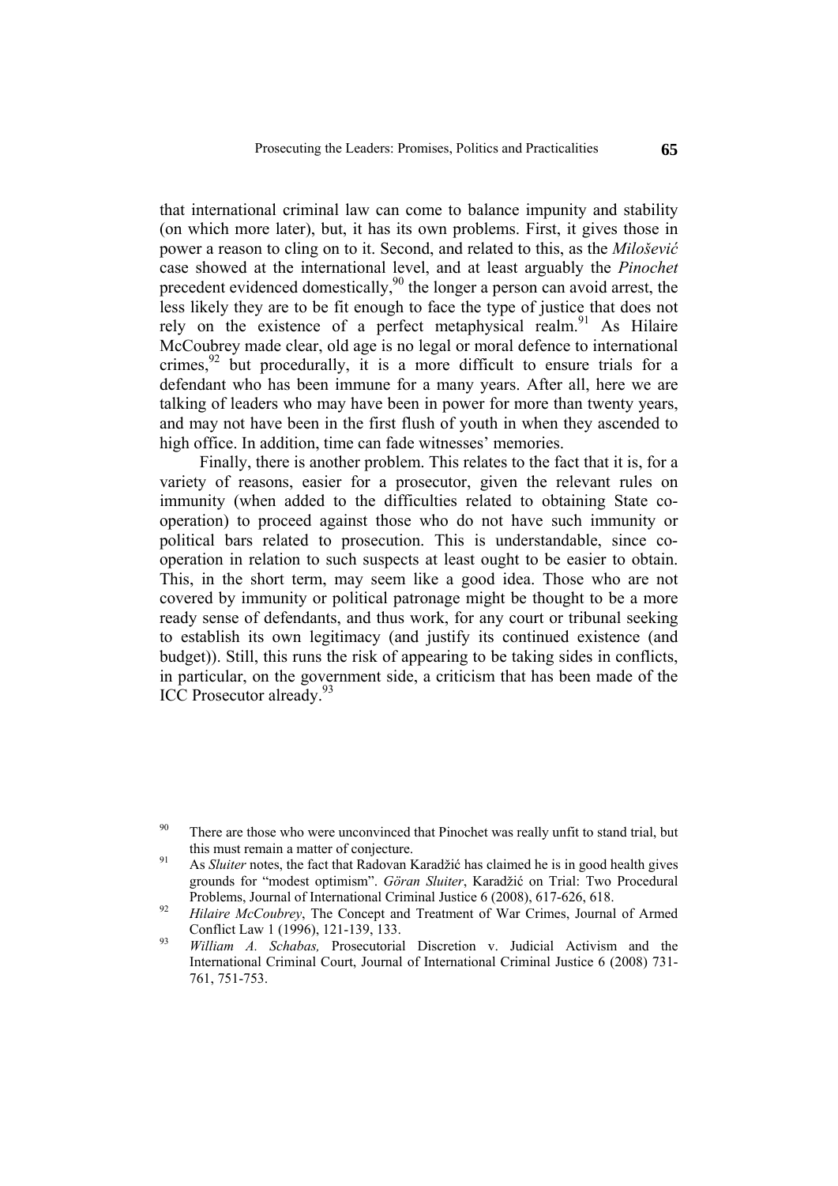that international criminal law can come to balance impunity and stability (on which more later), but, it has its own problems. First, it gives those in power a reason to cling on to it. Second, and related to this, as the *Milošević* case showed at the international level, and at least arguably the *Pinochet* precedent evidenced domestically,[90] the longer a person can avoid arrest, the less likely they are to be fit enough to face the type of justice that does not rely on the existence of a perfect metaphysical realm.[91] As Hilaire McCoubrey made clear, old age is no legal or moral defence to international crimes,[92] but procedurally, it is a more difficult to ensure trials for a defendant who has been immune for a many years. After all, here we are talking of leaders who may have been in power for more than twenty years, and may not have been in the first flush of youth in when they ascended to high office. In addition, time can fade witnesses' memories.

Finally, there is another problem. This relates to the fact that it is, for a variety of reasons, easier for a prosecutor, given the relevant rules on immunity (when added to the difficulties related to obtaining State co-operation) to proceed against those who do not have such immunity or political bars related to prosecution. This is understandable, since co-operation in relation to such suspects at least ought to be easier to obtain. This, in the short term, may seem like a good idea. Those who are not covered by immunity or political patronage might be thought to be a more ready sense of defendants, and thus work, for any court or tribunal seeking to establish its own legitimacy (and justify its continued existence (and budget)). Still, this runs the risk of appearing to be taking sides in conflicts, in particular, on the government side, a criticism that has been made of the ICC Prosecutor already.[93]

---

[90] There are those who were unconvinced that Pinochet was really unfit to stand trial, but this must remain a matter of conjecture.

[91] As *Sluiter* notes, the fact that Radovan Karadžić has claimed he is in good health gives grounds for "modest optimism". *Göran Sluiter*, Karadžić on Trial: Two Procedural Problems, Journal of International Criminal Justice 6 (2008), 617-626, 618.

[92] *Hilaire McCoubrey*, The Concept and Treatment of War Crimes, Journal of Armed Conflict Law 1 (1996), 121-139, 133.

[93] *William A. Schabas,* Prosecutorial Discretion v. Judicial Activism and the International Criminal Court, Journal of International Criminal Justice 6 (2008) 731-761, 751-753.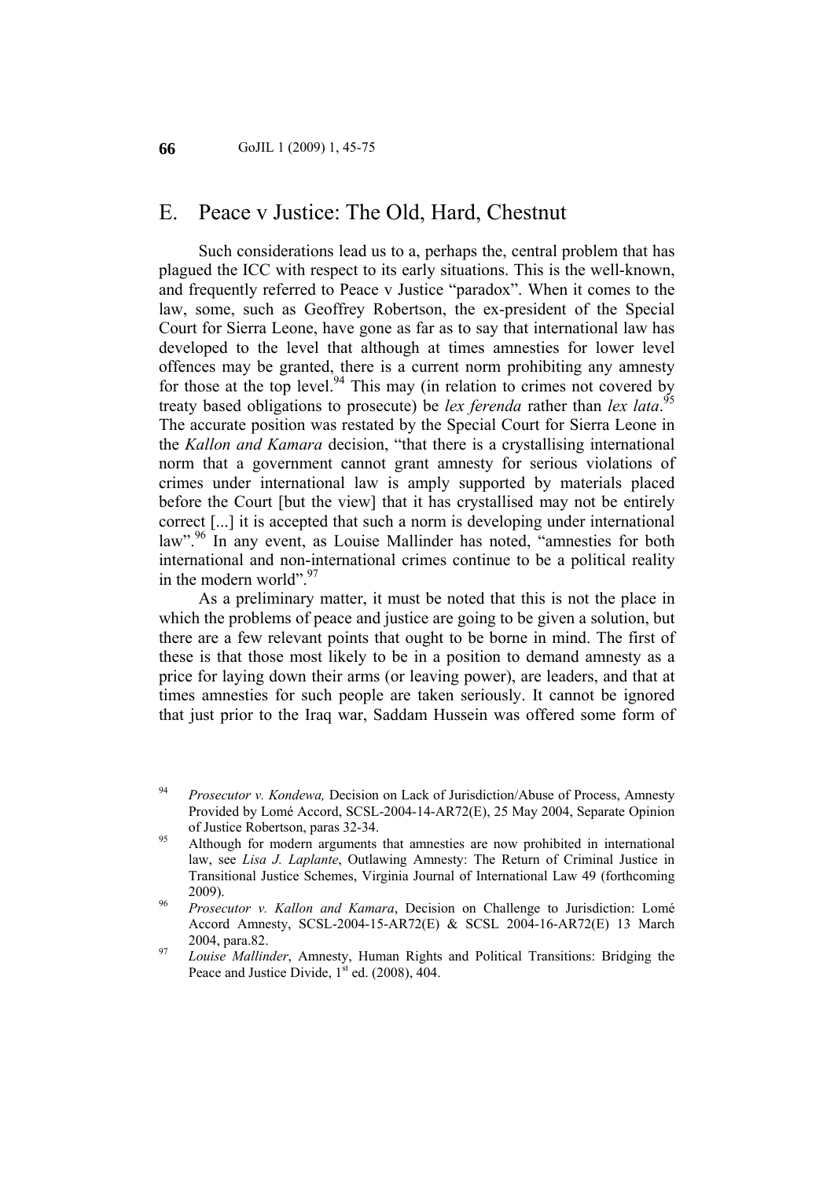## E. Peace v Justice: The Old, Hard, Chestnut

Such considerations lead us to a, perhaps the, central problem that has plagued the ICC with respect to its early situations. This is the well-known, and frequently referred to Peace v Justice "paradox". When it comes to the law, some, such as Geoffrey Robertson, the ex-president of the Special Court for Sierra Leone, have gone as far as to say that international law has developed to the level that although at times amnesties for lower level offences may be granted, there is a current norm prohibiting any amnesty for those at the top level.[94] This may (in relation to crimes not covered by treaty based obligations to prosecute) be *lex ferenda* rather than *lex lata*.[95] The accurate position was restated by the Special Court for Sierra Leone in the *Kallon and Kamara* decision, "that there is a crystallising international norm that a government cannot grant amnesty for serious violations of crimes under international law is amply supported by materials placed before the Court [but the view] that it has crystallised may not be entirely correct [...] it is accepted that such a norm is developing under international law".[96] In any event, as Louise Mallinder has noted, "amnesties for both international and non-international crimes continue to be a political reality in the modern world".[97]

As a preliminary matter, it must be noted that this is not the place in which the problems of peace and justice are going to be given a solution, but there are a few relevant points that ought to be borne in mind. The first of these is that those most likely to be in a position to demand amnesty as a price for laying down their arms (or leaving power), are leaders, and that at times amnesties for such people are taken seriously. It cannot be ignored that just prior to the Iraq war, Saddam Hussein was offered some form of

---

[94] *Prosecutor v. Kondewa,* Decision on Lack of Jurisdiction/Abuse of Process, Amnesty Provided by Lomé Accord, SCSL-2004-14-AR72(E), 25 May 2004, Separate Opinion of Justice Robertson, paras 32-34.

[95] Although for modern arguments that amnesties are now prohibited in international law, see *Lisa J. Laplante*, Outlawing Amnesty: The Return of Criminal Justice in Transitional Justice Schemes, Virginia Journal of International Law 49 (forthcoming 2009).

[96] *Prosecutor v. Kallon and Kamara*, Decision on Challenge to Jurisdiction: Lomé Accord Amnesty, SCSL-2004-15-AR72(E) & SCSL 2004-16-AR72(E) 13 March 2004, para.82.

[97] *Louise Mallinder*, Amnesty, Human Rights and Political Transitions: Bridging the Peace and Justice Divide, 1st ed. (2008), 404.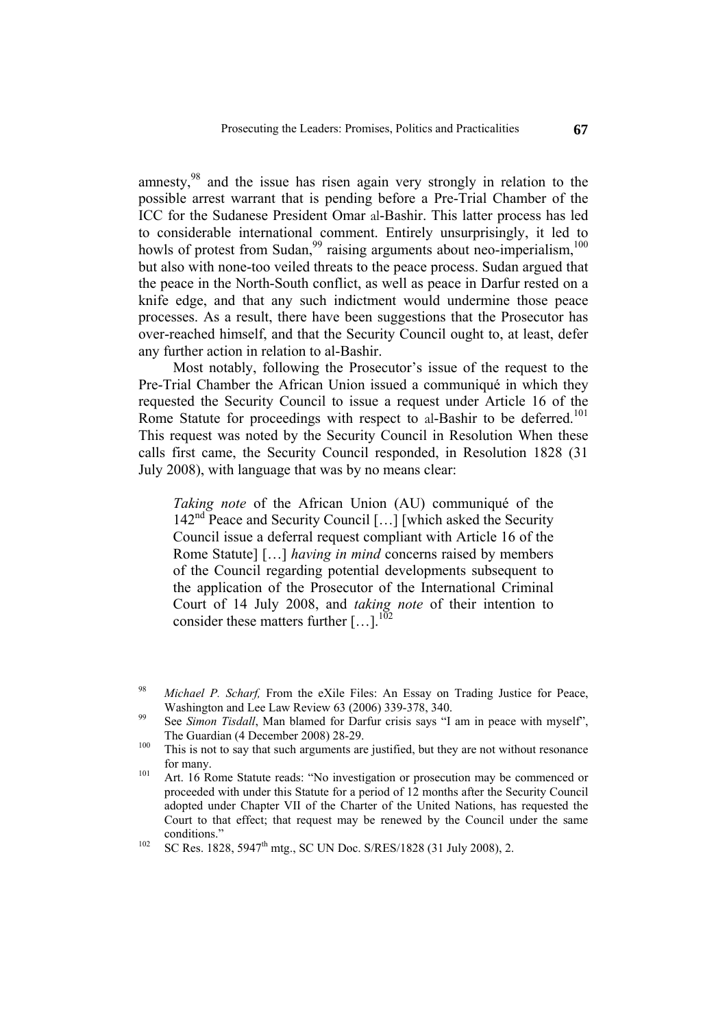amnesty,[98] and the issue has risen again very strongly in relation to the possible arrest warrant that is pending before a Pre-Trial Chamber of the ICC for the Sudanese President Omar al-Bashir. This latter process has led to considerable international comment. Entirely unsurprisingly, it led to howls of protest from Sudan,[99] raising arguments about neo-imperialism,[100] but also with none-too veiled threats to the peace process. Sudan argued that the peace in the North-South conflict, as well as peace in Darfur rested on a knife edge, and that any such indictment would undermine those peace processes. As a result, there have been suggestions that the Prosecutor has over-reached himself, and that the Security Council ought to, at least, defer any further action in relation to al-Bashir.

Most notably, following the Prosecutor's issue of the request to the Pre-Trial Chamber the African Union issued a communiqué in which they requested the Security Council to issue a request under Article 16 of the Rome Statute for proceedings with respect to al-Bashir to be deferred.[101] This request was noted by the Security Council in Resolution When these calls first came, the Security Council responded, in Resolution 1828 (31 July 2008), with language that was by no means clear:

> *Taking note* of the African Union (AU) communiqué of the 142nd Peace and Security Council […] [which asked the Security Council issue a deferral request compliant with Article 16 of the Rome Statute] […] *having in mind* concerns raised by members of the Council regarding potential developments subsequent to the application of the Prosecutor of the International Criminal Court of 14 July 2008, and *taking note* of their intention to consider these matters further […].[102]

---

[98] *Michael P. Scharf,* From the eXile Files: An Essay on Trading Justice for Peace, Washington and Lee Law Review 63 (2006) 339-378, 340.

[99] See *Simon Tisdall*, Man blamed for Darfur crisis says "I am in peace with myself", The Guardian (4 December 2008) 28-29.

[100] This is not to say that such arguments are justified, but they are not without resonance for many.

[101] Art. 16 Rome Statute reads: "No investigation or prosecution may be commenced or proceeded with under this Statute for a period of 12 months after the Security Council adopted under Chapter VII of the Charter of the United Nations, has requested the Court to that effect; that request may be renewed by the Council under the same conditions."

[102] SC Res. 1828, 5947th mtg., SC UN Doc. S/RES/1828 (31 July 2008), 2.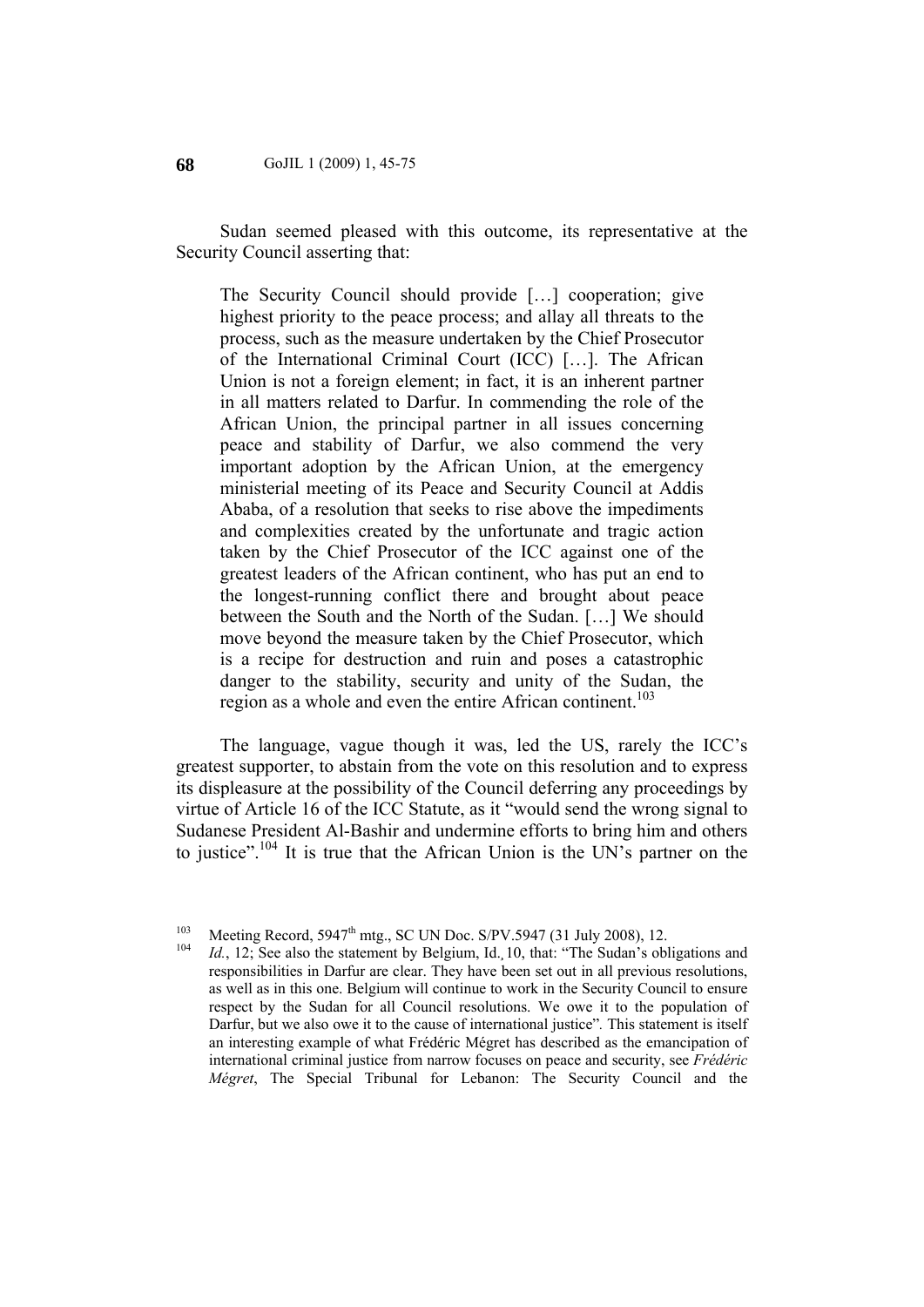Sudan seemed pleased with this outcome, its representative at the Security Council asserting that:

> The Security Council should provide […] cooperation; give highest priority to the peace process; and allay all threats to the process, such as the measure undertaken by the Chief Prosecutor of the International Criminal Court (ICC) […]. The African Union is not a foreign element; in fact, it is an inherent partner in all matters related to Darfur. In commending the role of the African Union, the principal partner in all issues concerning peace and stability of Darfur, we also commend the very important adoption by the African Union, at the emergency ministerial meeting of its Peace and Security Council at Addis Ababa, of a resolution that seeks to rise above the impediments and complexities created by the unfortunate and tragic action taken by the Chief Prosecutor of the ICC against one of the greatest leaders of the African continent, who has put an end to the longest-running conflict there and brought about peace between the South and the North of the Sudan. […] We should move beyond the measure taken by the Chief Prosecutor, which is a recipe for destruction and ruin and poses a catastrophic danger to the stability, security and unity of the Sudan, the region as a whole and even the entire African continent.[103]

The language, vague though it was, led the US, rarely the ICC's greatest supporter, to abstain from the vote on this resolution and to express its displeasure at the possibility of the Council deferring any proceedings by virtue of Article 16 of the ICC Statute, as it "would send the wrong signal to Sudanese President Al-Bashir and undermine efforts to bring him and others to justice".[104] It is true that the African Union is the UN's partner on the

---

[103] Meeting Record, 5947th mtg., SC UN Doc. S/PV.5947 (31 July 2008), 12.

[104] *Id.*, 12; See also the statement by Belgium, Id., 10, that: "The Sudan's obligations and responsibilities in Darfur are clear. They have been set out in all previous resolutions, as well as in this one. Belgium will continue to work in the Security Council to ensure respect by the Sudan for all Council resolutions. We owe it to the population of Darfur, but we also owe it to the cause of international justice". This statement is itself an interesting example of what Frédéric Mégret has described as the emancipation of international criminal justice from narrow focuses on peace and security, see *Frédéric Mégret*, The Special Tribunal for Lebanon: The Security Council and the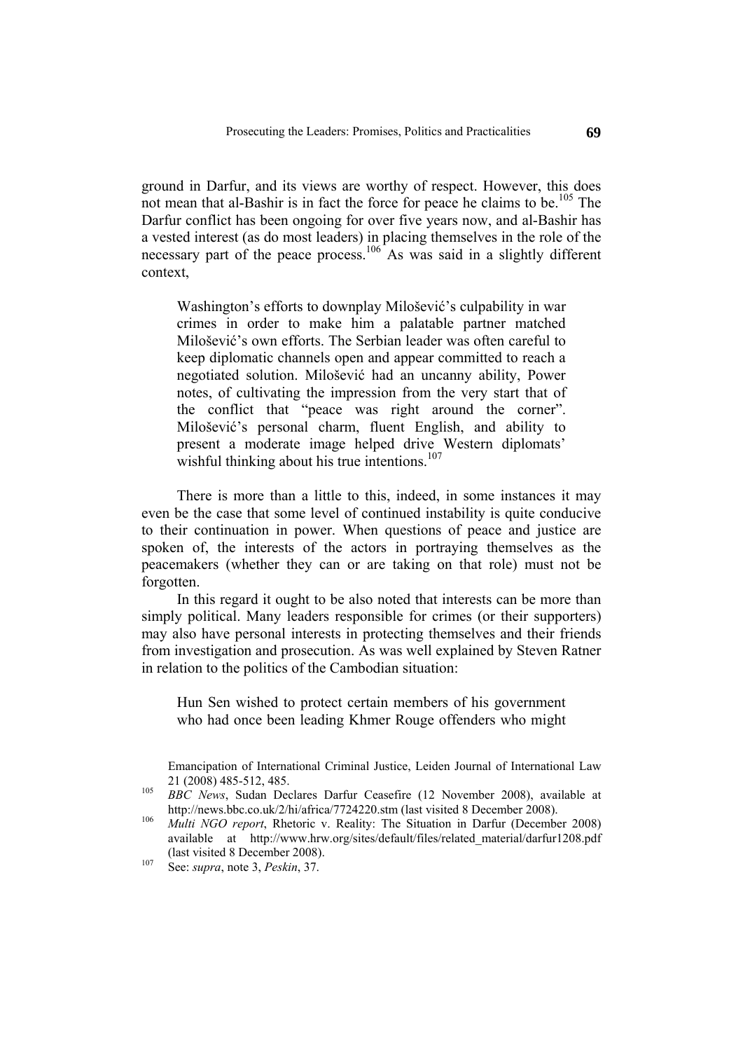ground in Darfur, and its views are worthy of respect. However, this does not mean that al-Bashir is in fact the force for peace he claims to be.[105] The Darfur conflict has been ongoing for over five years now, and al-Bashir has a vested interest (as do most leaders) in placing themselves in the role of the necessary part of the peace process.[106] As was said in a slightly different context,

> Washington's efforts to downplay Milošević's culpability in war crimes in order to make him a palatable partner matched Milošević's own efforts. The Serbian leader was often careful to keep diplomatic channels open and appear committed to reach a negotiated solution. Milošević had an uncanny ability, Power notes, of cultivating the impression from the very start that of the conflict that "peace was right around the corner". Milošević's personal charm, fluent English, and ability to present a moderate image helped drive Western diplomats' wishful thinking about his true intentions.[107]

There is more than a little to this, indeed, in some instances it may even be the case that some level of continued instability is quite conducive to their continuation in power. When questions of peace and justice are spoken of, the interests of the actors in portraying themselves as the peacemakers (whether they can or are taking on that role) must not be forgotten.

In this regard it ought to be also noted that interests can be more than simply political. Many leaders responsible for crimes (or their supporters) may also have personal interests in protecting themselves and their friends from investigation and prosecution. As was well explained by Steven Ratner in relation to the politics of the Cambodian situation:

> Hun Sen wished to protect certain members of his government who had once been leading Khmer Rouge offenders who might

---

Emancipation of International Criminal Justice, Leiden Journal of International Law 21 (2008) 485-512, 485.

[105] *BBC News*, Sudan Declares Darfur Ceasefire (12 November 2008), available at http://news.bbc.co.uk/2/hi/africa/7724220.stm (last visited 8 December 2008).

[106] *Multi NGO report*, Rhetoric v. Reality: The Situation in Darfur (December 2008) available at http://www.hrw.org/sites/default/files/related_material/darfur1208.pdf (last visited 8 December 2008).

[107] See: *supra*, note 3, *Peskin*, 37.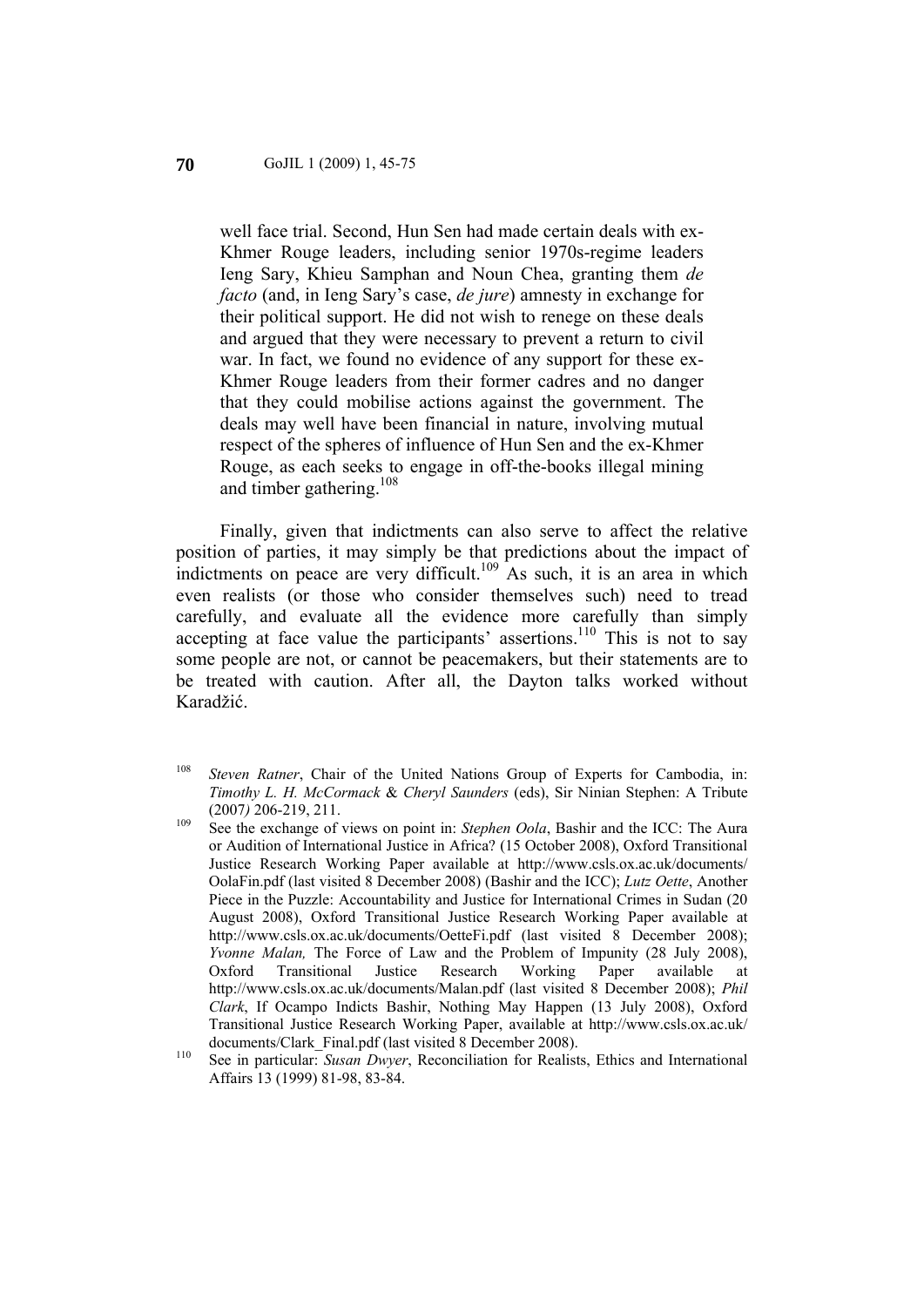> well face trial. Second, Hun Sen had made certain deals with ex-Khmer Rouge leaders, including senior 1970s-regime leaders Ieng Sary, Khieu Samphan and Noun Chea, granting them *de facto* (and, in Ieng Sary's case, *de jure*) amnesty in exchange for their political support. He did not wish to renege on these deals and argued that they were necessary to prevent a return to civil war. In fact, we found no evidence of any support for these ex-Khmer Rouge leaders from their former cadres and no danger that they could mobilise actions against the government. The deals may well have been financial in nature, involving mutual respect of the spheres of influence of Hun Sen and the ex-Khmer Rouge, as each seeks to engage in off-the-books illegal mining and timber gathering.[108]

Finally, given that indictments can also serve to affect the relative position of parties, it may simply be that predictions about the impact of indictments on peace are very difficult.[109] As such, it is an area in which even realists (or those who consider themselves such) need to tread carefully, and evaluate all the evidence more carefully than simply accepting at face value the participants' assertions.[110] This is not to say some people are not, or cannot be peacemakers, but their statements are to be treated with caution. After all, the Dayton talks worked without Karadžić.

---

[108] *Steven Ratner*, Chair of the United Nations Group of Experts for Cambodia, in: *Timothy L. H. McCormack* & *Cheryl Saunders* (eds), Sir Ninian Stephen: A Tribute (2007*)* 206-219, 211.

[109] See the exchange of views on point in: *Stephen Oola*, Bashir and the ICC: The Aura or Audition of International Justice in Africa? (15 October 2008), Oxford Transitional Justice Research Working Paper available at http://www.csls.ox.ac.uk/documents/OolaFin.pdf (last visited 8 December 2008) (Bashir and the ICC); *Lutz Oette*, Another Piece in the Puzzle: Accountability and Justice for International Crimes in Sudan (20 August 2008), Oxford Transitional Justice Research Working Paper available at http://www.csls.ox.ac.uk/documents/OetteFi.pdf (last visited 8 December 2008); *Yvonne Malan,* The Force of Law and the Problem of Impunity (28 July 2008), Oxford Transitional Justice Research Working Paper available at http://www.csls.ox.ac.uk/documents/Malan.pdf (last visited 8 December 2008); *Phil Clark*, If Ocampo Indicts Bashir, Nothing May Happen (13 July 2008), Oxford Transitional Justice Research Working Paper, available at http://www.csls.ox.ac.uk/documents/Clark_Final.pdf (last visited 8 December 2008).

[110] See in particular: *Susan Dwyer*, Reconciliation for Realists, Ethics and International Affairs 13 (1999) 81-98, 83-84.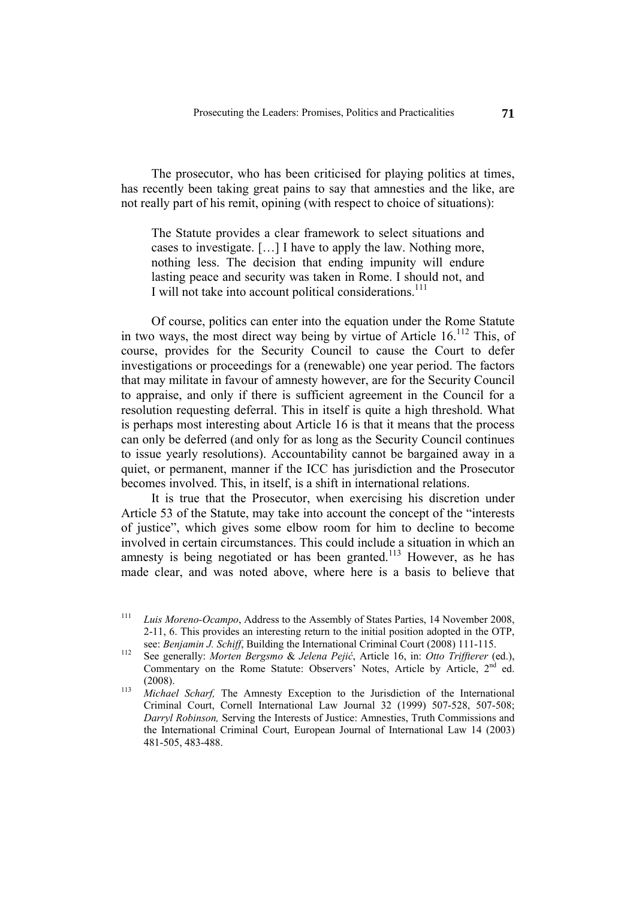The prosecutor, who has been criticised for playing politics at times, has recently been taking great pains to say that amnesties and the like, are not really part of his remit, opining (with respect to choice of situations):

> The Statute provides a clear framework to select situations and cases to investigate. […] I have to apply the law. Nothing more, nothing less. The decision that ending impunity will endure lasting peace and security was taken in Rome. I should not, and I will not take into account political considerations.[111]

Of course, politics can enter into the equation under the Rome Statute in two ways, the most direct way being by virtue of Article 16.[112] This, of course, provides for the Security Council to cause the Court to defer investigations or proceedings for a (renewable) one year period. The factors that may militate in favour of amnesty however, are for the Security Council to appraise, and only if there is sufficient agreement in the Council for a resolution requesting deferral. This in itself is quite a high threshold. What is perhaps most interesting about Article 16 is that it means that the process can only be deferred (and only for as long as the Security Council continues to issue yearly resolutions). Accountability cannot be bargained away in a quiet, or permanent, manner if the ICC has jurisdiction and the Prosecutor becomes involved. This, in itself, is a shift in international relations.

It is true that the Prosecutor, when exercising his discretion under Article 53 of the Statute, may take into account the concept of the "interests of justice", which gives some elbow room for him to decline to become involved in certain circumstances. This could include a situation in which an amnesty is being negotiated or has been granted.[113] However, as he has made clear, and was noted above, where here is a basis to believe that

---

[111] *Luis Moreno-Ocampo*, Address to the Assembly of States Parties, 14 November 2008, 2-11, 6. This provides an interesting return to the initial position adopted in the OTP, see: *Benjamin J. Schiff*, Building the International Criminal Court (2008) 111-115.

[112] See generally: *Morten Bergsmo* & *Jelena Pejić*, Article 16, in: *Otto Triffterer* (ed.), Commentary on the Rome Statute: Observers' Notes, Article by Article, 2nd ed. (2008).

[113] *Michael Scharf,* The Amnesty Exception to the Jurisdiction of the International Criminal Court, Cornell International Law Journal 32 (1999) 507-528, 507-508; *Darryl Robinson,* Serving the Interests of Justice: Amnesties, Truth Commissions and the International Criminal Court, European Journal of International Law 14 (2003) 481-505, 483-488.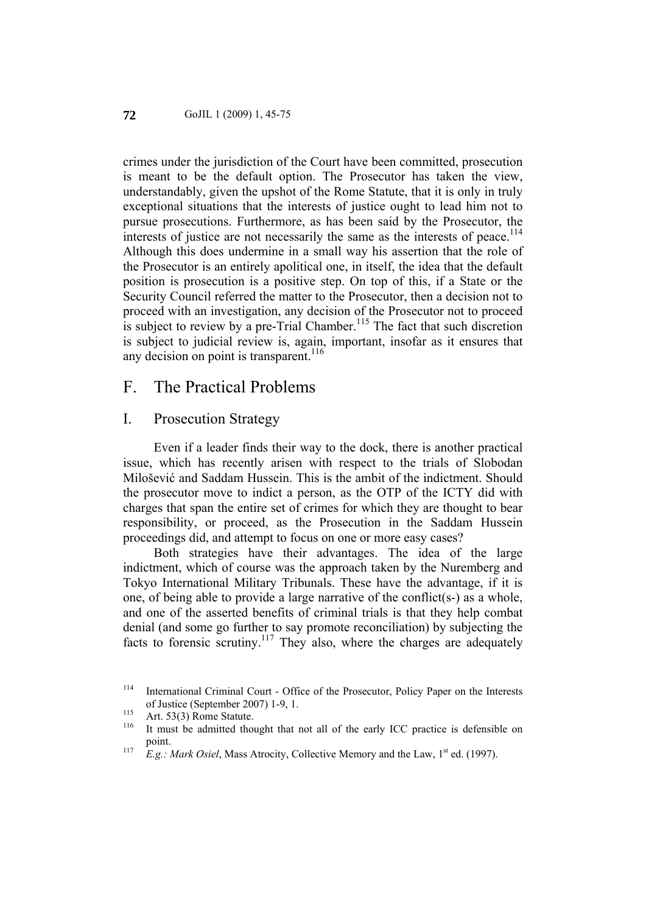crimes under the jurisdiction of the Court have been committed, prosecution is meant to be the default option. The Prosecutor has taken the view, understandably, given the upshot of the Rome Statute, that it is only in truly exceptional situations that the interests of justice ought to lead him not to pursue prosecutions. Furthermore, as has been said by the Prosecutor, the interests of justice are not necessarily the same as the interests of peace.[114] Although this does undermine in a small way his assertion that the role of the Prosecutor is an entirely apolitical one, in itself, the idea that the default position is prosecution is a positive step. On top of this, if a State or the Security Council referred the matter to the Prosecutor, then a decision not to proceed with an investigation, any decision of the Prosecutor not to proceed is subject to review by a pre-Trial Chamber.[115] The fact that such discretion is subject to judicial review is, again, important, insofar as it ensures that any decision on point is transparent.[116]

## F. The Practical Problems

### I. Prosecution Strategy

Even if a leader finds their way to the dock, there is another practical issue, which has recently arisen with respect to the trials of Slobodan Milošević and Saddam Hussein. This is the ambit of the indictment. Should the prosecutor move to indict a person, as the OTP of the ICTY did with charges that span the entire set of crimes for which they are thought to bear responsibility, or proceed, as the Prosecution in the Saddam Hussein proceedings did, and attempt to focus on one or more easy cases?

Both strategies have their advantages. The idea of the large indictment, which of course was the approach taken by the Nuremberg and Tokyo International Military Tribunals. These have the advantage, if it is one, of being able to provide a large narrative of the conflict(s-) as a whole, and one of the asserted benefits of criminal trials is that they help combat denial (and some go further to say promote reconciliation) by subjecting the facts to forensic scrutiny.[117] They also, where the charges are adequately

---

[114] International Criminal Court - Office of the Prosecutor, Policy Paper on the Interests of Justice (September 2007) 1-9, 1.

[115] Art. 53(3) Rome Statute.

[116] It must be admitted thought that not all of the early ICC practice is defensible on point.

[117] *E.g.: Mark Osiel*, Mass Atrocity, Collective Memory and the Law, 1st ed. (1997).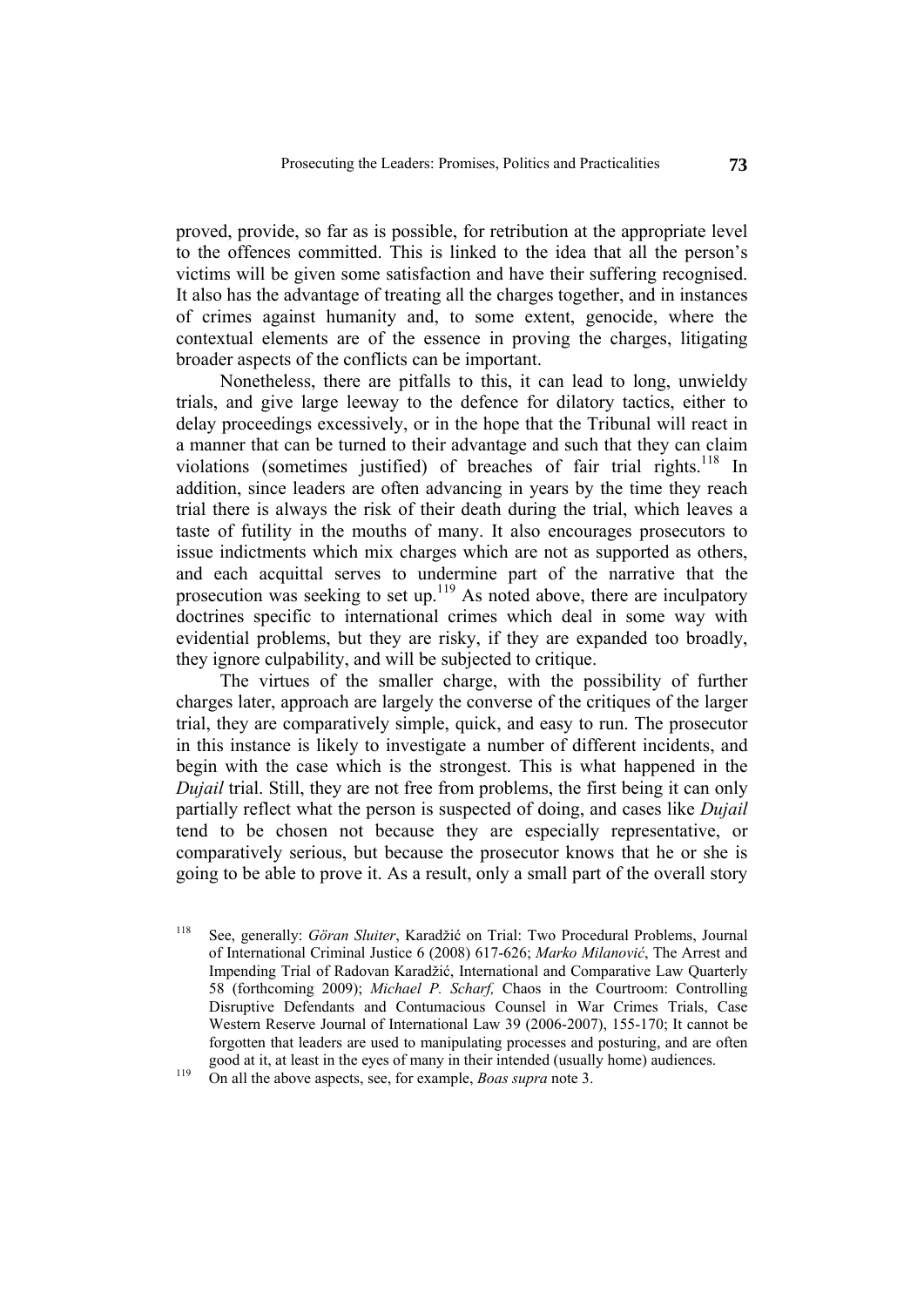proved, provide, so far as is possible, for retribution at the appropriate level to the offences committed. This is linked to the idea that all the person's victims will be given some satisfaction and have their suffering recognised. It also has the advantage of treating all the charges together, and in instances of crimes against humanity and, to some extent, genocide, where the contextual elements are of the essence in proving the charges, litigating broader aspects of the conflicts can be important.

Nonetheless, there are pitfalls to this, it can lead to long, unwieldy trials, and give large leeway to the defence for dilatory tactics, either to delay proceedings excessively, or in the hope that the Tribunal will react in a manner that can be turned to their advantage and such that they can claim violations (sometimes justified) of breaches of fair trial rights.[118] In addition, since leaders are often advancing in years by the time they reach trial there is always the risk of their death during the trial, which leaves a taste of futility in the mouths of many. It also encourages prosecutors to issue indictments which mix charges which are not as supported as others, and each acquittal serves to undermine part of the narrative that the prosecution was seeking to set up.[119] As noted above, there are inculpatory doctrines specific to international crimes which deal in some way with evidential problems, but they are risky, if they are expanded too broadly, they ignore culpability, and will be subjected to critique.

The virtues of the smaller charge, with the possibility of further charges later, approach are largely the converse of the critiques of the larger trial, they are comparatively simple, quick, and easy to run. The prosecutor in this instance is likely to investigate a number of different incidents, and begin with the case which is the strongest. This is what happened in the *Dujail* trial. Still, they are not free from problems, the first being it can only partially reflect what the person is suspected of doing, and cases like *Dujail* tend to be chosen not because they are especially representative, or comparatively serious, but because the prosecutor knows that he or she is going to be able to prove it. As a result, only a small part of the overall story

---

118 See, generally: *Göran Sluiter*, Karadžić on Trial: Two Procedural Problems, Journal of International Criminal Justice 6 (2008) 617-626; *Marko Milanović*, The Arrest and Impending Trial of Radovan Karadžić, International and Comparative Law Quarterly 58 (forthcoming 2009); *Michael P. Scharf,* Chaos in the Courtroom: Controlling Disruptive Defendants and Contumacious Counsel in War Crimes Trials, Case Western Reserve Journal of International Law 39 (2006-2007), 155-170; It cannot be forgotten that leaders are used to manipulating processes and posturing, and are often good at it, at least in the eyes of many in their intended (usually home) audiences.

119 On all the above aspects, see, for example, *Boas supra* note 3.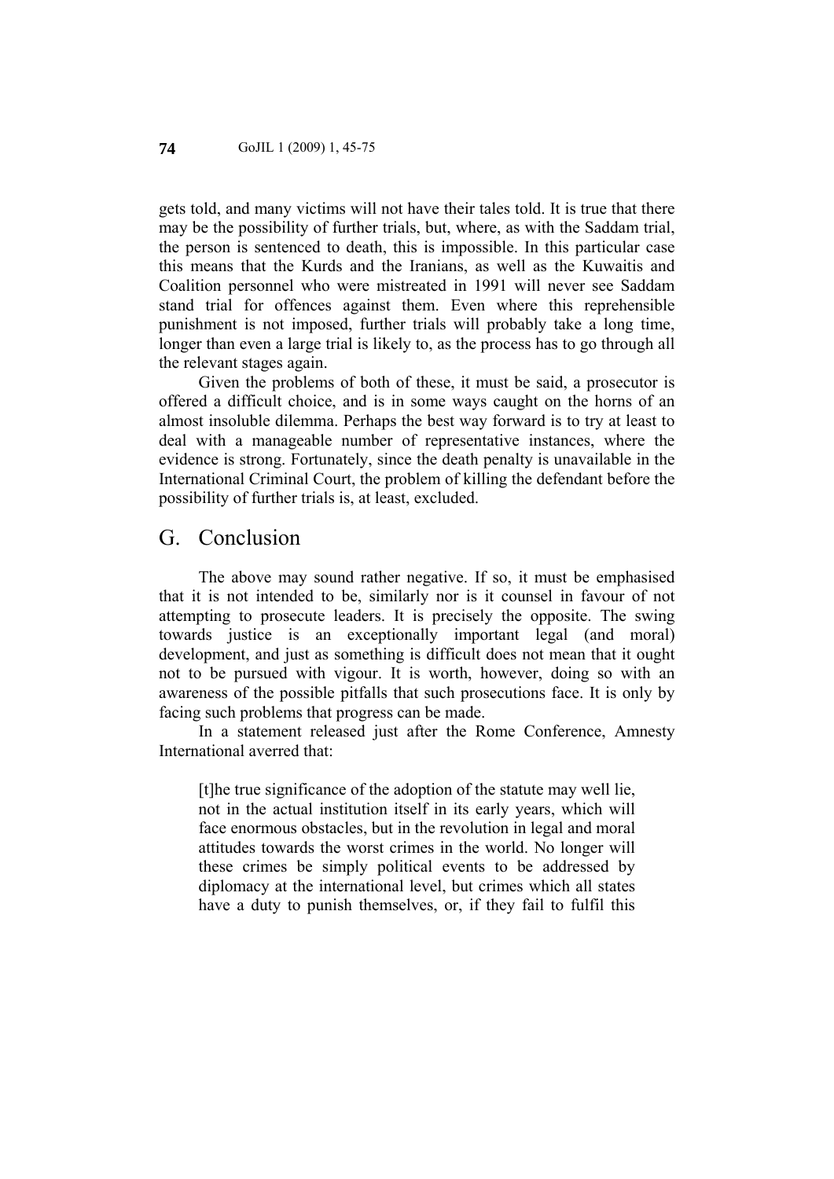gets told, and many victims will not have their tales told. It is true that there may be the possibility of further trials, but, where, as with the Saddam trial, the person is sentenced to death, this is impossible. In this particular case this means that the Kurds and the Iranians, as well as the Kuwaitis and Coalition personnel who were mistreated in 1991 will never see Saddam stand trial for offences against them. Even where this reprehensible punishment is not imposed, further trials will probably take a long time, longer than even a large trial is likely to, as the process has to go through all the relevant stages again.

Given the problems of both of these, it must be said, a prosecutor is offered a difficult choice, and is in some ways caught on the horns of an almost insoluble dilemma. Perhaps the best way forward is to try at least to deal with a manageable number of representative instances, where the evidence is strong. Fortunately, since the death penalty is unavailable in the International Criminal Court, the problem of killing the defendant before the possibility of further trials is, at least, excluded.

## G. Conclusion

The above may sound rather negative. If so, it must be emphasised that it is not intended to be, similarly nor is it counsel in favour of not attempting to prosecute leaders. It is precisely the opposite. The swing towards justice is an exceptionally important legal (and moral) development, and just as something is difficult does not mean that it ought not to be pursued with vigour. It is worth, however, doing so with an awareness of the possible pitfalls that such prosecutions face. It is only by facing such problems that progress can be made.

In a statement released just after the Rome Conference, Amnesty International averred that:

> [t]he true significance of the adoption of the statute may well lie, not in the actual institution itself in its early years, which will face enormous obstacles, but in the revolution in legal and moral attitudes towards the worst crimes in the world. No longer will these crimes be simply political events to be addressed by diplomacy at the international level, but crimes which all states have a duty to punish themselves, or, if they fail to fulfil this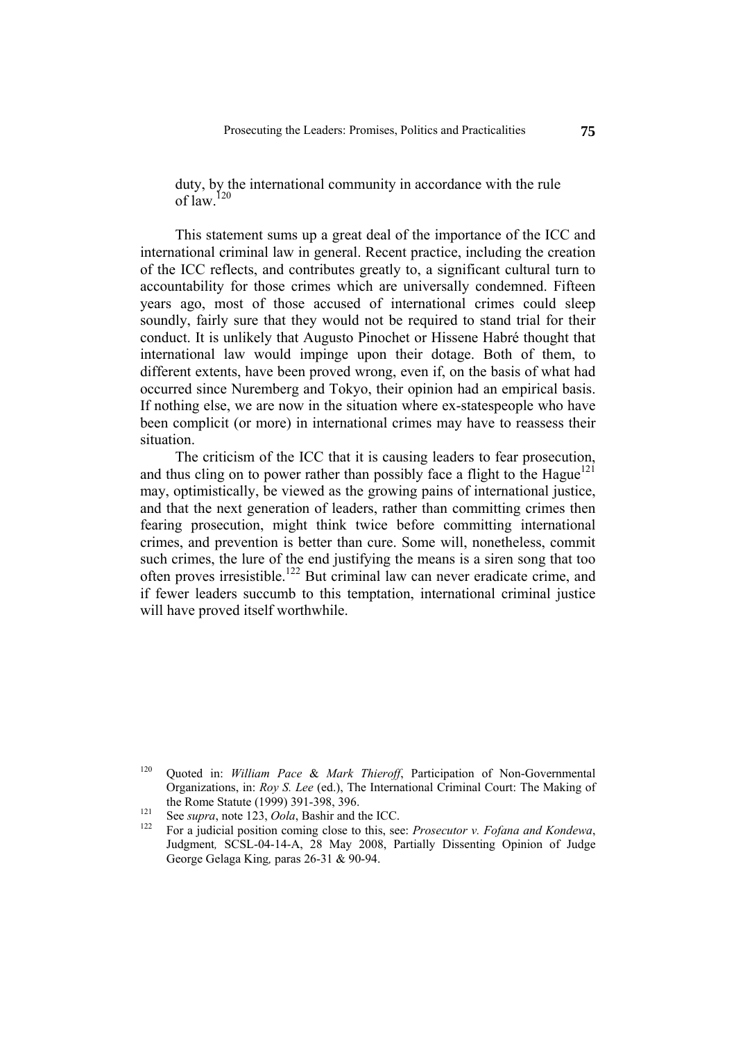duty, by the international community in accordance with the rule of law.[120]

This statement sums up a great deal of the importance of the ICC and international criminal law in general. Recent practice, including the creation of the ICC reflects, and contributes greatly to, a significant cultural turn to accountability for those crimes which are universally condemned. Fifteen years ago, most of those accused of international crimes could sleep soundly, fairly sure that they would not be required to stand trial for their conduct. It is unlikely that Augusto Pinochet or Hissene Habré thought that international law would impinge upon their dotage. Both of them, to different extents, have been proved wrong, even if, on the basis of what had occurred since Nuremberg and Tokyo, their opinion had an empirical basis. If nothing else, we are now in the situation where ex-statespeople who have been complicit (or more) in international crimes may have to reassess their situation.

The criticism of the ICC that it is causing leaders to fear prosecution, and thus cling on to power rather than possibly face a flight to the Hague[121] may, optimistically, be viewed as the growing pains of international justice, and that the next generation of leaders, rather than committing crimes then fearing prosecution, might think twice before committing international crimes, and prevention is better than cure. Some will, nonetheless, commit such crimes, the lure of the end justifying the means is a siren song that too often proves irresistible.[122] But criminal law can never eradicate crime, and if fewer leaders succumb to this temptation, international criminal justice will have proved itself worthwhile.

---

[120] Quoted in: *William Pace* & *Mark Thieroff*, Participation of Non-Governmental Organizations, in: *Roy S. Lee* (ed.), The International Criminal Court: The Making of the Rome Statute (1999) 391-398, 396.

[121] See *supra*, note 123, *Oola*, Bashir and the ICC.

[122] For a judicial position coming close to this, see: *Prosecutor v. Fofana and Kondewa*, Judgment*,* SCSL-04-14-A, 28 May 2008, Partially Dissenting Opinion of Judge George Gelaga King*,* paras 26-31 & 90-94.